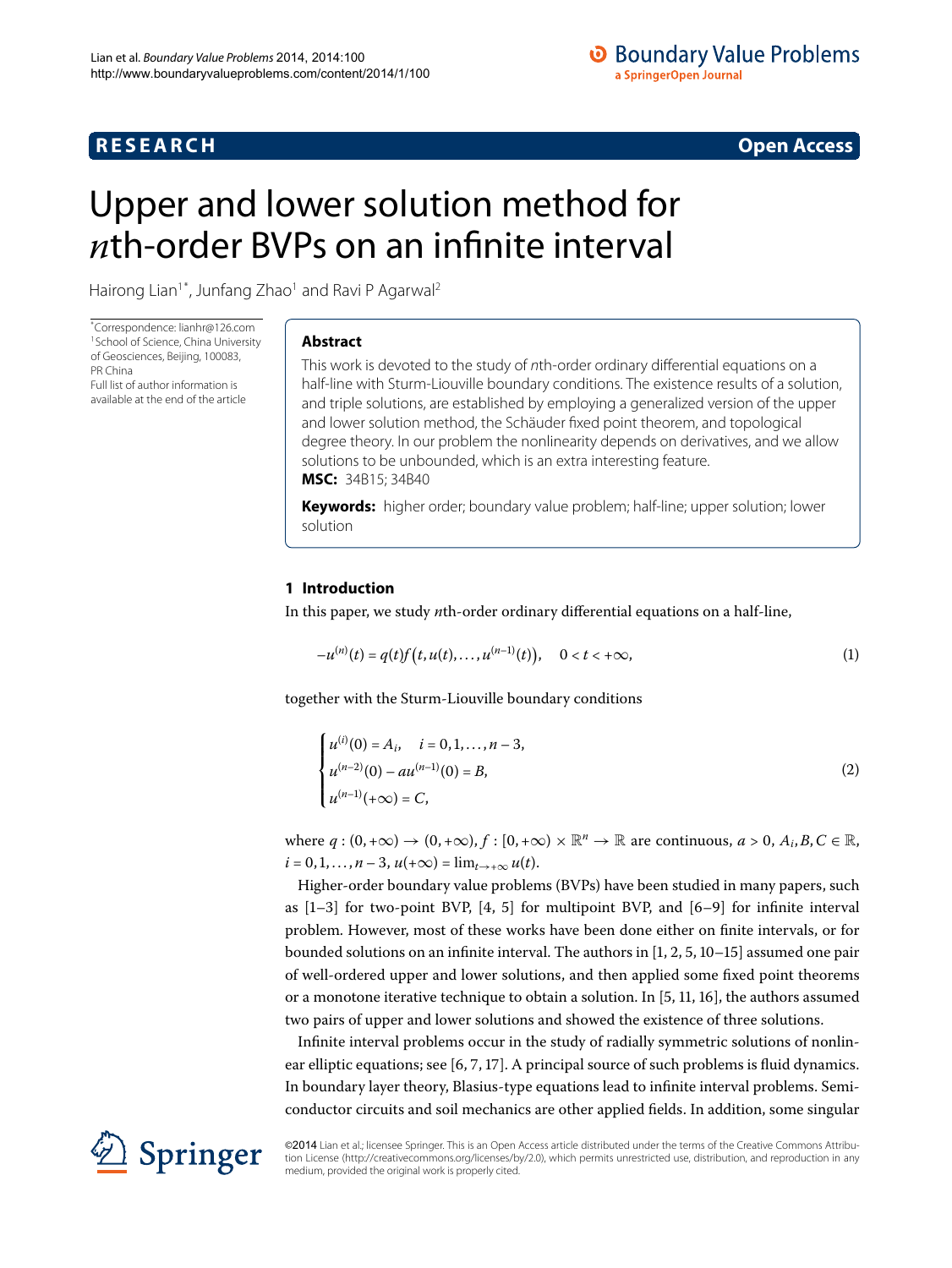RESEARCH Open Access

# Upper and lower solution method for $n$th-order BVPs on an infinite interval

Hairong Lian[1*], Junfang Zhao[1] and Ravi P Agarwal[2]

*Correspondence: lianhr@126.com
[1]School of Science, China University of Geosciences, Beijing, 100083, PR China
Full list of author information is available at the end of the article

## Abstract

This work is devoted to the study of $n$th-order ordinary differential equations on a half-line with Sturm-Liouville boundary conditions. The existence results of a solution, and triple solutions, are established by employing a generalized version of the upper and lower solution method, the Schäuder fixed point theorem, and topological degree theory. In our problem the nonlinearity depends on derivatives, and we allow solutions to be unbounded, which is an extra interesting feature.

**MSC:** 34B15; 34B40

**Keywords:** higher order; boundary value problem; half-line; upper solution; lower solution

## 1 Introduction

In this paper, we study $n$th-order ordinary differential equations on a half-line,

$$-u^{(n)}(t) = q(t)f\big(t, u(t), \dots, u^{(n-1)}(t)\big), \quad 0 < t < +\infty, \tag{1}$$

together with the Sturm-Liouville boundary conditions

$$\begin{cases} u^{(i)}(0) = A_i, \quad i = 0, 1, \dots, n-3, \\ u^{(n-2)}(0) - au^{(n-1)}(0) = B, \\ u^{(n-1)}(+\infty) = C, \end{cases} \tag{2}$$

where $q : (0, +\infty) \to (0, +\infty)$, $f : [0, +\infty) \times \mathbb{R}^n \to \mathbb{R}$ are continuous, $a > 0$, $A_i, B, C \in \mathbb{R}$, $i = 0, 1, \dots, n-3$, $u(+\infty) = \lim_{t\to+\infty} u(t)$.

Higher-order boundary value problems (BVPs) have been studied in many papers, such as [1–3] for two-point BVP, [4, 5] for multipoint BVP, and [6–9] for infinite interval problem. However, most of these works have been done either on finite intervals, or for bounded solutions on an infinite interval. The authors in [1, 2, 5, 10–15] assumed one pair of well-ordered upper and lower solutions, and then applied some fixed point theorems or a monotone iterative technique to obtain a solution. In [5, 11, 16], the authors assumed two pairs of upper and lower solutions and showed the existence of three solutions.

Infinite interval problems occur in the study of radially symmetric solutions of nonlinear elliptic equations; see [6, 7, 17]. A principal source of such problems is fluid dynamics. In boundary layer theory, Blasius-type equations lead to infinite interval problems. Semiconductor circuits and soil mechanics are other applied fields. In addition, some singular

©2014 Lian et al.; licensee Springer. This is an Open Access article distributed under the terms of the Creative Commons Attribution License (http://creativecommons.org/licenses/by/2.0), which permits unrestricted use, distribution, and reproduction in any medium, provided the original work is properly cited.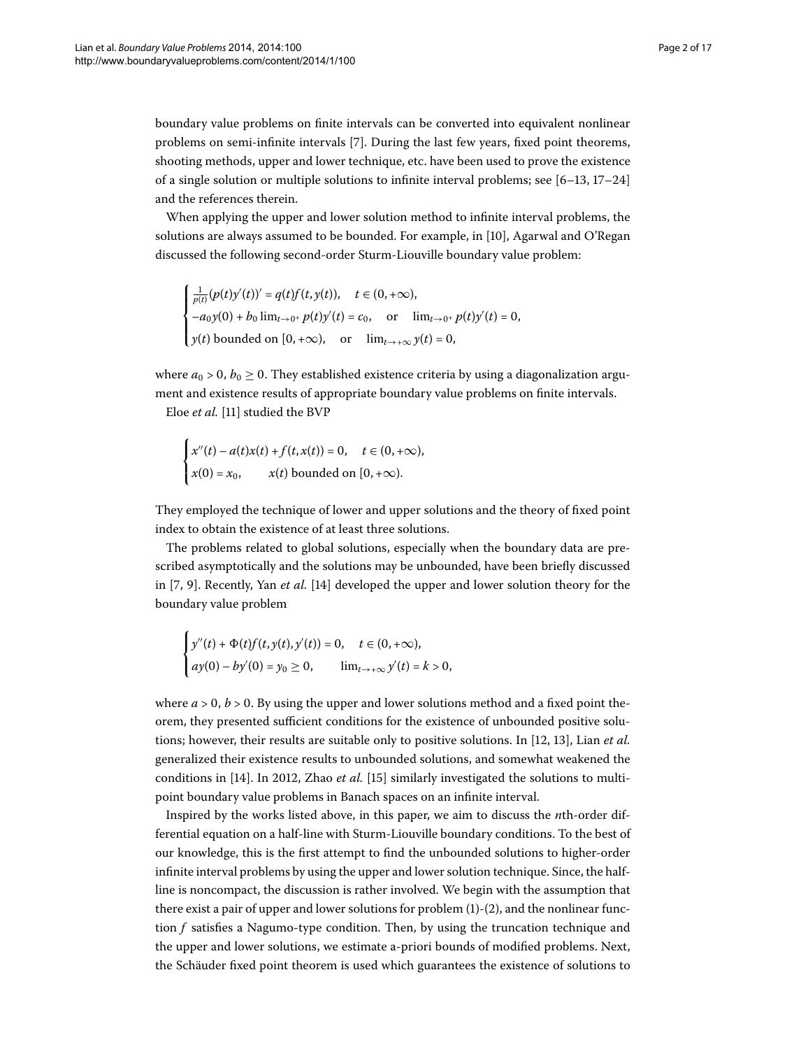boundary value problems on finite intervals can be converted into equivalent nonlinear problems on semi-infinite intervals [7]. During the last few years, fixed point theorems, shooting methods, upper and lower technique, etc. have been used to prove the existence of a single solution or multiple solutions to infinite interval problems; see [6–13, 17–24] and the references therein.

When applying the upper and lower solution method to infinite interval problems, the solutions are always assumed to be bounded. For example, in [10], Agarwal and O'Regan discussed the following second-order Sturm-Liouville boundary value problem:

$$
\begin{cases}
\frac{1}{p(t)}(p(t)y'(t))' = q(t)f(t, y(t)), \quad t \in (0, +\infty), \\
-a_0 y(0) + b_0 \lim_{t\to 0^+} p(t)y'(t) = c_0, \quad \text{or} \quad \lim_{t\to 0^+} p(t)y'(t) = 0, \\
y(t) \text{ bounded on } [0, +\infty), \quad \text{or} \quad \lim_{t\to +\infty} y(t) = 0,
\end{cases}
$$

where $a_0 > 0$, $b_0 \geq 0$. They established existence criteria by using a diagonalization argument and existence results of appropriate boundary value problems on finite intervals.

Eloe *et al.* [11] studied the BVP

$$
\begin{cases}
x''(t) - a(t)x(t) + f(t, x(t)) = 0, \quad t \in (0, +\infty), \\
x(0) = x_0, \qquad x(t) \text{ bounded on } [0, +\infty).
\end{cases}
$$

They employed the technique of lower and upper solutions and the theory of fixed point index to obtain the existence of at least three solutions.

The problems related to global solutions, especially when the boundary data are prescribed asymptotically and the solutions may be unbounded, have been briefly discussed in [7, 9]. Recently, Yan *et al.* [14] developed the upper and lower solution theory for the boundary value problem

$$
\begin{cases}
y''(t) + \Phi(t)f(t, y(t), y'(t)) = 0, \quad t \in (0, +\infty), \\
ay(0) - by'(0) = y_0 \geq 0, \qquad \lim_{t\to +\infty} y'(t) = k > 0,
\end{cases}
$$

where $a > 0$, $b > 0$. By using the upper and lower solutions method and a fixed point theorem, they presented sufficient conditions for the existence of unbounded positive solutions; however, their results are suitable only to positive solutions. In [12, 13], Lian *et al.* generalized their existence results to unbounded solutions, and somewhat weakened the conditions in [14]. In 2012, Zhao *et al.* [15] similarly investigated the solutions to multi-point boundary value problems in Banach spaces on an infinite interval.

Inspired by the works listed above, in this paper, we aim to discuss the $n$th-order differential equation on a half-line with Sturm-Liouville boundary conditions. To the best of our knowledge, this is the first attempt to find the unbounded solutions to higher-order infinite interval problems by using the upper and lower solution technique. Since, the half-line is noncompact, the discussion is rather involved. We begin with the assumption that there exist a pair of upper and lower solutions for problem (1)-(2), and the nonlinear function $f$ satisfies a Nagumo-type condition. Then, by using the truncation technique and the upper and lower solutions, we estimate a-priori bounds of modified problems. Next, the Schäuder fixed point theorem is used which guarantees the existence of solutions to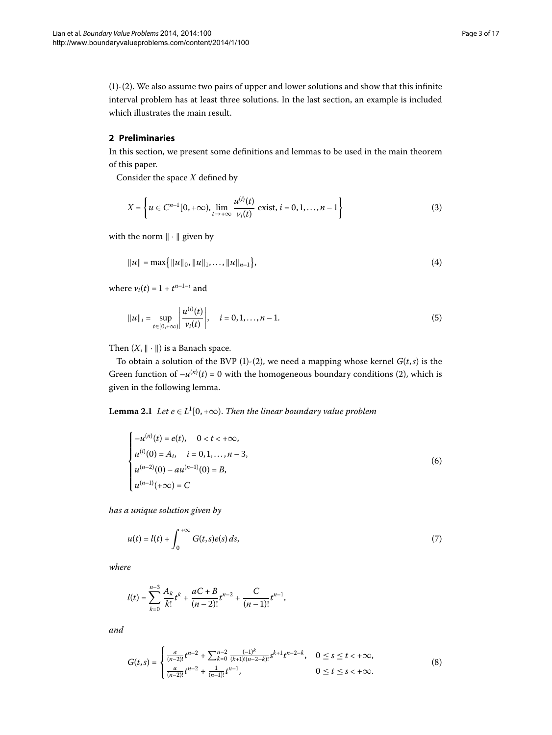(1)-(2). We also assume two pairs of upper and lower solutions and show that this infinite interval problem has at least three solutions. In the last section, an example is included which illustrates the main result.

## 2 Preliminaries

In this section, we present some definitions and lemmas to be used in the main theorem of this paper.

Consider the space $X$ defined by

$$X = \left\{ u \in C^{n-1}[0,+\infty), \lim_{t\to+\infty} \frac{u^{(i)}(t)}{v_i(t)} \text{ exist}, i = 0,1,\ldots,n-1 \right\} \tag{3}$$

with the norm $\|\cdot\|$ given by

$$\|u\| = \max\left\{ \|u\|_0, \|u\|_1, \ldots, \|u\|_{n-1} \right\}, \tag{4}$$

where $v_i(t) = 1 + t^{n-1-i}$ and

$$\|u\|_i = \sup_{t\in[0,+\infty)} \left| \frac{u^{(i)}(t)}{v_i(t)} \right|, \quad i = 0,1,\ldots,n-1. \tag{5}$$

Then $(X, \|\cdot\|)$ is a Banach space.

To obtain a solution of the BVP (1)-(2), we need a mapping whose kernel $G(t,s)$ is the Green function of $-u^{(n)}(t) = 0$ with the homogeneous boundary conditions (2), which is given in the following lemma.

**Lemma 2.1** *Let $e \in L^1[0,+\infty)$. Then the linear boundary value problem*

$$\begin{cases} -u^{(n)}(t) = e(t), & 0 < t < +\infty, \\ u^{(i)}(0) = A_i, & i = 0,1,\ldots,n-3, \\ u^{(n-2)}(0) - au^{(n-1)}(0) = B, \\ u^{(n-1)}(+\infty) = C \end{cases} \tag{6}$$

*has a unique solution given by*

$$u(t) = l(t) + \int_0^{+\infty} G(t,s)e(s)\,ds, \tag{7}$$

*where*

$$l(t) = \sum_{k=0}^{n-3} \frac{A_k}{k!} t^k + \frac{aC + B}{(n-2)!} t^{n-2} + \frac{C}{(n-1)!} t^{n-1},$$

*and*

$$G(t,s) = \begin{cases} \frac{a}{(n-2)!} t^{n-2} + \sum_{k=0}^{n-2} \frac{(-1)^k}{(k+1)!(n-2-k)!} s^{k+1} t^{n-2-k}, & 0 \le s \le t < +\infty, \\ \frac{a}{(n-2)!} t^{n-2} + \frac{1}{(n-1)!} t^{n-1}, & 0 \le t \le s < +\infty. \end{cases} \tag{8}$$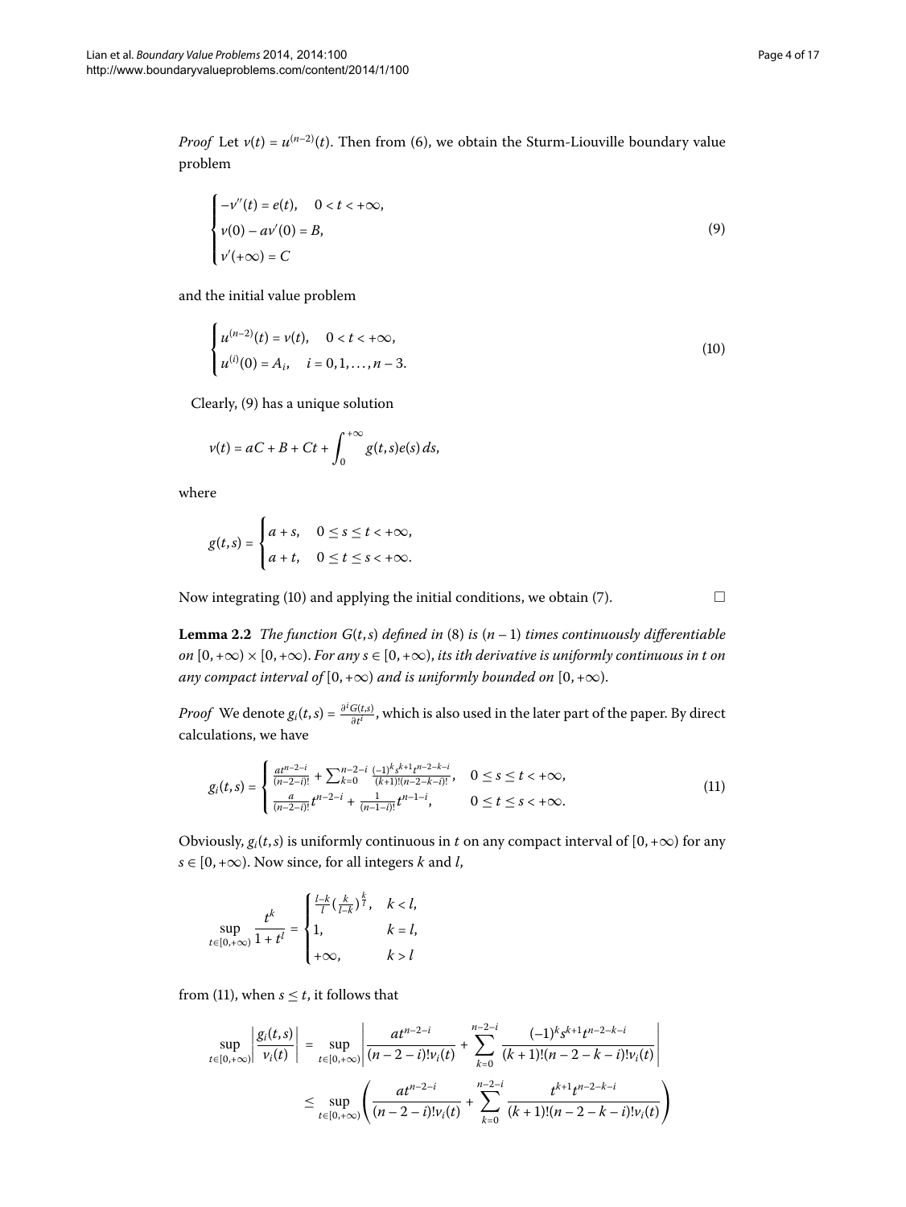*Proof* Let $v(t) = u^{(n-2)}(t)$. Then from (6), we obtain the Sturm-Liouville boundary value problem

$$\begin{cases} -v''(t) = e(t), & 0 < t < +\infty, \\ v(0) - av'(0) = B, \\ v'(+\infty) = C \end{cases} \tag{9}$$

and the initial value problem

$$\begin{cases} u^{(n-2)}(t) = v(t), & 0 < t < +\infty, \\ u^{(i)}(0) = A_i, & i = 0, 1, \dots, n-3. \end{cases} \tag{10}$$

Clearly, (9) has a unique solution

$$v(t) = aC + B + Ct + \int_0^{+\infty} g(t,s)e(s)\,ds,$$

where

$$g(t,s) = \begin{cases} a + s, & 0 \le s \le t < +\infty, \\ a + t, & 0 \le t \le s < +\infty. \end{cases}$$

Now integrating (10) and applying the initial conditions, we obtain (7). □

**Lemma 2.2** *The function $G(t,s)$ defined in (8) is $(n-1)$ times continuously differentiable on $[0,+\infty) \times [0,+\infty)$. For any $s \in [0,+\infty)$, its ith derivative is uniformly continuous in t on any compact interval of $[0,+\infty)$ and is uniformly bounded on $[0,+\infty)$.*

*Proof* We denote $g_i(t,s) = \frac{\partial^i G(t,s)}{\partial t^i}$, which is also used in the later part of the paper. By direct calculations, we have

$$g_i(t,s) = \begin{cases} \frac{at^{n-2-i}}{(n-2-i)!} + \sum_{k=0}^{n-2-i} \frac{(-1)^k s^{k+1} t^{n-2-k-i}}{(k+1)!(n-2-k-i)!}, & 0 \le s \le t < +\infty, \\ \frac{a}{(n-2-i)!} t^{n-2-i} + \frac{1}{(n-1-i)!} t^{n-1-i}, & 0 \le t \le s < +\infty. \end{cases} \tag{11}$$

Obviously, $g_i(t,s)$ is uniformly continuous in $t$ on any compact interval of $[0,+\infty)$ for any $s \in [0,+\infty)$. Now since, for all integers $k$ and $l$,

$$\sup_{t\in[0,+\infty)} \frac{t^k}{1+t^l} = \begin{cases} \frac{l-k}{l}\left(\frac{k}{l-k}\right)^{\frac{k}{l}}, & k < l, \\ 1, & k = l, \\ +\infty, & k > l \end{cases}$$

from (11), when $s \le t$, it follows that

$$\begin{aligned} \sup_{t\in[0,+\infty)} \left| \frac{g_i(t,s)}{v_i(t)} \right| &= \sup_{t\in[0,+\infty)} \left| \frac{at^{n-2-i}}{(n-2-i)!v_i(t)} + \sum_{k=0}^{n-2-i} \frac{(-1)^k s^{k+1} t^{n-2-k-i}}{(k+1)!(n-2-k-i)!v_i(t)} \right| \\ &\le \sup_{t\in[0,+\infty)} \left( \frac{at^{n-2-i}}{(n-2-i)!v_i(t)} + \sum_{k=0}^{n-2-i} \frac{t^{k+1} t^{n-2-k-i}}{(k+1)!(n-2-k-i)!v_i(t)} \right) \end{aligned}$$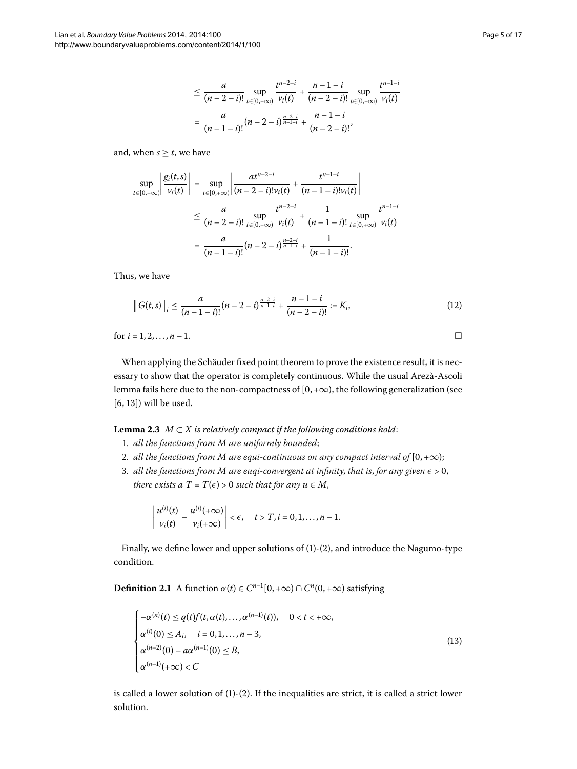$$
\begin{aligned}
&\leq \frac{a}{(n-2-i)!}\sup_{t\in[0,+\infty)}\frac{t^{n-2-i}}{v_i(t)} + \frac{n-1-i}{(n-2-i)!}\sup_{t\in[0,+\infty)}\frac{t^{n-1-i}}{v_i(t)} \\
&= \frac{a}{(n-1-i)!}(n-2-i)^{\frac{n-2-i}{n-1-i}} + \frac{n-1-i}{(n-2-i)!},
\end{aligned}
$$

and, when $s \geq t$, we have

$$
\begin{aligned}
\sup_{t\in[0,+\infty)}\left|\frac{g_i(t,s)}{v_i(t)}\right| &= \sup_{t\in[0,+\infty)}\left|\frac{at^{n-2-i}}{(n-2-i)!v_i(t)} + \frac{t^{n-1-i}}{(n-1-i)!v_i(t)}\right| \\
&\leq \frac{a}{(n-2-i)!}\sup_{t\in[0,+\infty)}\frac{t^{n-2-i}}{v_i(t)} + \frac{1}{(n-1-i)!}\sup_{t\in[0,+\infty)}\frac{t^{n-1-i}}{v_i(t)} \\
&= \frac{a}{(n-1-i)!}(n-2-i)^{\frac{n-2-i}{n-1-i}} + \frac{1}{(n-1-i)!}.
\end{aligned}
$$

Thus, we have

$$
\|G(t,s)\|_i \leq \frac{a}{(n-1-i)!}(n-2-i)^{\frac{n-2-i}{n-1-i}} + \frac{n-1-i}{(n-2-i)!} := K_i, \tag{12}
$$

for $i = 1, 2, \ldots, n-1$. □

When applying the Schäuder fixed point theorem to prove the existence result, it is necessary to show that the operator is completely continuous. While the usual Arezà-Ascoli lemma fails here due to the non-compactness of $[0, +\infty)$, the following generalization (see [6, 13]) will be used.

**Lemma 2.3** *$M \subset X$ is relatively compact if the following conditions hold*:

1. *all the functions from $M$ are uniformly bounded*;
2. *all the functions from $M$ are equi-continuous on any compact interval of* $[0, +\infty)$;
3. *all the functions from $M$ are euqi-convergent at infinity, that is, for any given $\epsilon > 0$, there exists a $T = T(\epsilon) > 0$ such that for any $u \in M$,*

$$
\left|\frac{u^{(i)}(t)}{v_i(t)} - \frac{u^{(i)}(+\infty)}{v_i(+\infty)}\right| < \epsilon, \quad t > T, i = 0, 1, \ldots, n-1.
$$

Finally, we define lower and upper solutions of (1)-(2), and introduce the Nagumo-type condition.

**Definition 2.1** A function $\alpha(t) \in C^{n-1}[0, +\infty) \cap C^n(0, +\infty)$ satisfying

$$
\begin{cases}
-\alpha^{(n)}(t) \leq q(t)f(t, \alpha(t), \ldots, \alpha^{(n-1)}(t)), & 0 < t < +\infty, \\
\alpha^{(i)}(0) \leq A_i, \quad i = 0, 1, \ldots, n-3, \\
\alpha^{(n-2)}(0) - a\alpha^{(n-1)}(0) \leq B, \\
\alpha^{(n-1)}(+\infty) < C
\end{cases} \tag{13}
$$

is called a lower solution of (1)-(2). If the inequalities are strict, it is called a strict lower solution.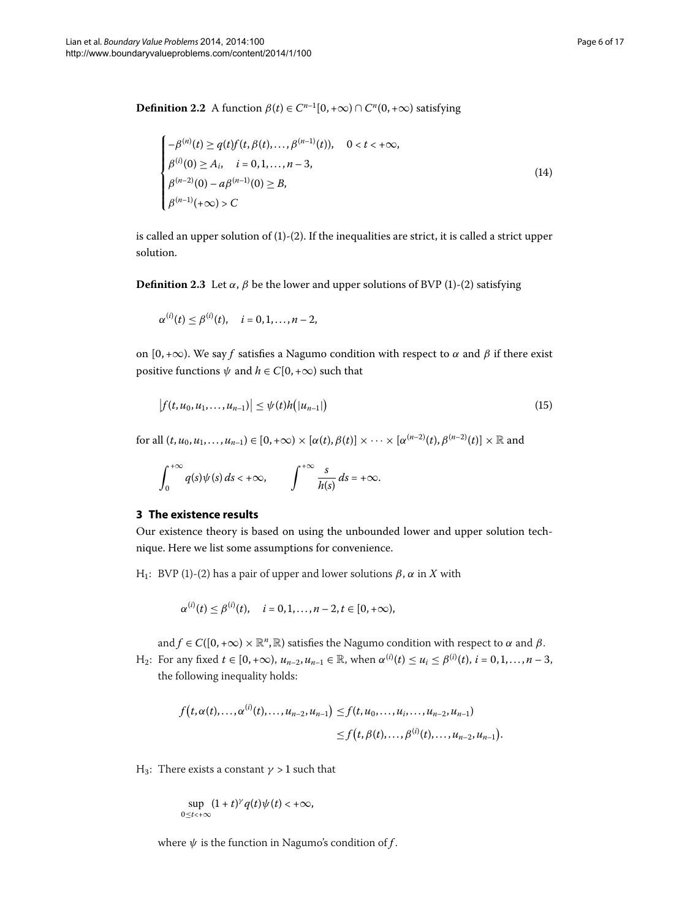**Definition 2.2** A function $\beta(t) \in C^{n-1}[0,+\infty) \cap C^n(0,+\infty)$ satisfying

$$\begin{cases} -\beta^{(n)}(t) \geq q(t)f(t,\beta(t),\ldots,\beta^{(n-1)}(t)), \quad 0 < t < +\infty, \\ \beta^{(i)}(0) \geq A_i, \quad i = 0,1,\ldots,n-3, \\ \beta^{(n-2)}(0) - a\beta^{(n-1)}(0) \geq B, \\ \beta^{(n-1)}(+\infty) > C \end{cases} \tag{14}$$

is called an upper solution of (1)-(2). If the inequalities are strict, it is called a strict upper solution.

**Definition 2.3** Let $\alpha$, $\beta$ be the lower and upper solutions of BVP (1)-(2) satisfying

$$\alpha^{(i)}(t) \leq \beta^{(i)}(t), \quad i = 0,1,\ldots,n-2,$$

on $[0,+\infty)$. We say $f$ satisfies a Nagumo condition with respect to $\alpha$ and $\beta$ if there exist positive functions $\psi$ and $h \in C[0,+\infty)$ such that

$$\left|f(t,u_0,u_1,\ldots,u_{n-1})\right| \leq \psi(t)h\left(|u_{n-1}|\right) \tag{15}$$

for all $(t,u_0,u_1,\ldots,u_{n-1}) \in [0,+\infty) \times [\alpha(t),\beta(t)] \times \cdots \times [\alpha^{(n-2)}(t),\beta^{(n-2)}(t)] \times \mathbb{R}$ and

$$\int_0^{+\infty} q(s)\psi(s)\,ds < +\infty, \qquad \int^{+\infty} \frac{s}{h(s)}\,ds = +\infty.$$

## 3 The existence results

Our existence theory is based on using the unbounded lower and upper solution technique. Here we list some assumptions for convenience.

$H_1$: BVP (1)-(2) has a pair of upper and lower solutions $\beta$, $\alpha$ in $X$ with

$$\alpha^{(i)}(t) \leq \beta^{(i)}(t), \quad i = 0,1,\ldots,n-2, t \in [0,+\infty),$$

and $f \in C([0,+\infty) \times \mathbb{R}^n, \mathbb{R})$ satisfies the Nagumo condition with respect to $\alpha$ and $\beta$.

$H_2$: For any fixed $t \in [0,+\infty)$, $u_{n-2}, u_{n-1} \in \mathbb{R}$, when $\alpha^{(i)}(t) \leq u_i \leq \beta^{(i)}(t)$, $i = 0,1,\ldots,n-3$, the following inequality holds:

$$\begin{aligned} f\left(t,\alpha(t),\ldots,\alpha^{(i)}(t),\ldots,u_{n-2},u_{n-1}\right) &\leq f(t,u_0,\ldots,u_i,\ldots,u_{n-2},u_{n-1}) \\ &\leq f\left(t,\beta(t),\ldots,\beta^{(i)}(t),\ldots,u_{n-2},u_{n-1}\right). \end{aligned}$$

$H_3$: There exists a constant $\gamma > 1$ such that

$$\sup_{0 \leq t < +\infty} (1+t)^{\gamma} q(t)\psi(t) < +\infty,$$

where $\psi$ is the function in Nagumo's condition of $f$.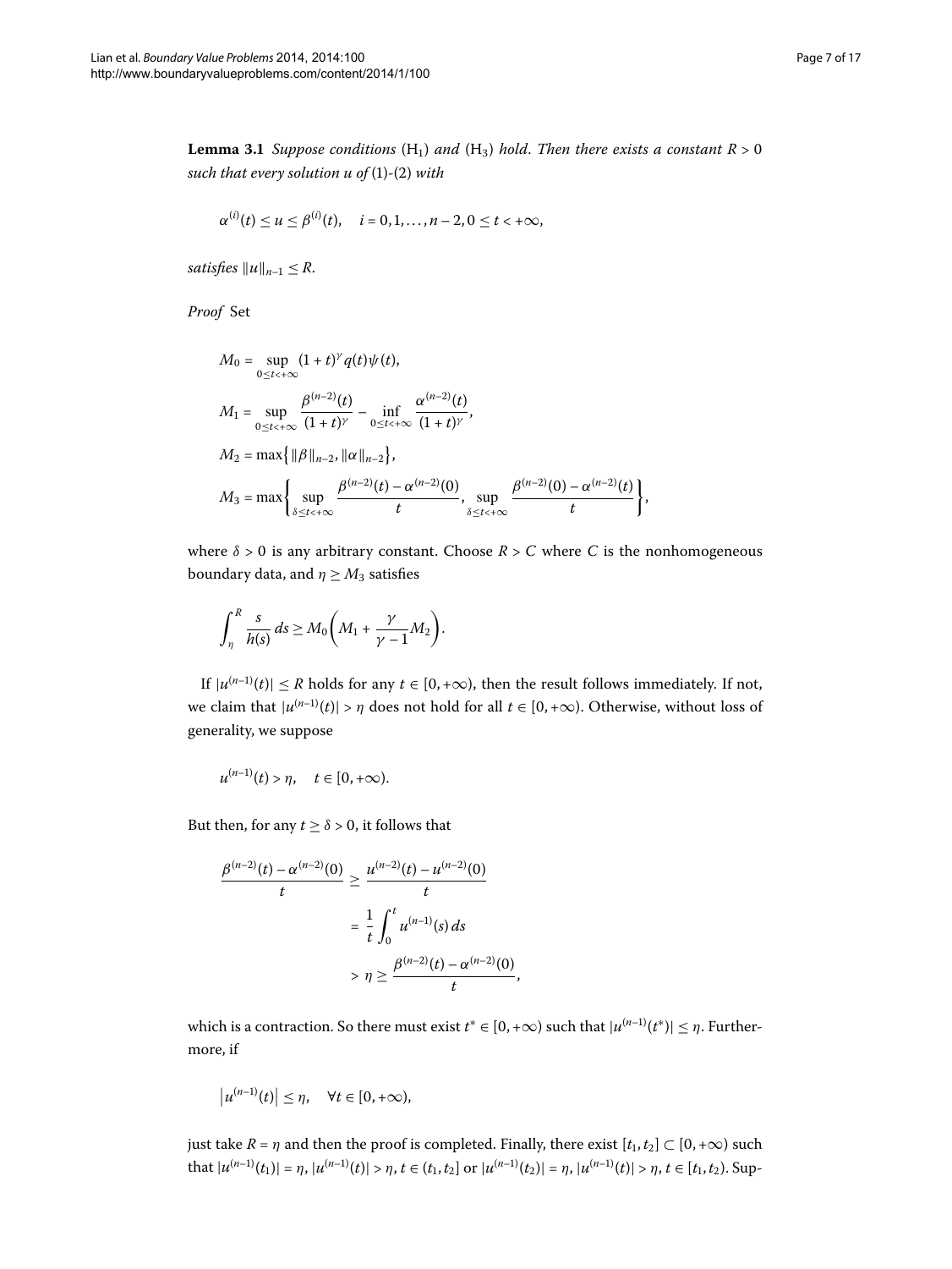**Lemma 3.1** *Suppose conditions* $(\mathrm{H}_1)$ *and* $(\mathrm{H}_3)$ *hold. Then there exists a constant* $R > 0$ *such that every solution* $u$ *of* (1)-(2) *with*

$$\alpha^{(i)}(t) \le u \le \beta^{(i)}(t), \quad i = 0, 1, \ldots, n-2, 0 \le t < +\infty,$$

*satisfies* $\|u\|_{n-1} \le R$.

*Proof* Set

$$M_0 = \sup_{0 \le t < +\infty} (1+t)^{\gamma} q(t) \psi(t),$$

$$M_1 = \sup_{0 \le t < +\infty} \frac{\beta^{(n-2)}(t)}{(1+t)^{\gamma}} - \inf_{0 \le t < +\infty} \frac{\alpha^{(n-2)}(t)}{(1+t)^{\gamma}},$$

$$M_2 = \max\{\|\beta\|_{n-2}, \|\alpha\|_{n-2}\},$$

$$M_3 = \max\left\{\sup_{\delta \le t < +\infty} \frac{\beta^{(n-2)}(t) - \alpha^{(n-2)}(0)}{t}, \sup_{\delta \le t < +\infty} \frac{\beta^{(n-2)}(0) - \alpha^{(n-2)}(t)}{t}\right\},$$

where $\delta > 0$ is any arbitrary constant. Choose $R > C$ where $C$ is the nonhomogeneous boundary data, and $\eta \ge M_3$ satisfies

$$\int_{\eta}^{R} \frac{s}{h(s)}\, ds \ge M_0 \left(M_1 + \frac{\gamma}{\gamma - 1} M_2\right).$$

If $|u^{(n-1)}(t)| \le R$ holds for any $t \in [0, +\infty)$, then the result follows immediately. If not, we claim that $|u^{(n-1)}(t)| > \eta$ does not hold for all $t \in [0, +\infty)$. Otherwise, without loss of generality, we suppose

$$u^{(n-1)}(t) > \eta, \quad t \in [0, +\infty).$$

But then, for any $t \ge \delta > 0$, it follows that

$$\begin{aligned}
\frac{\beta^{(n-2)}(t) - \alpha^{(n-2)}(0)}{t} &\ge \frac{u^{(n-2)}(t) - u^{(n-2)}(0)}{t} \\
&= \frac{1}{t} \int_0^t u^{(n-1)}(s)\, ds \\
&> \eta \ge \frac{\beta^{(n-2)}(t) - \alpha^{(n-2)}(0)}{t},
\end{aligned}$$

which is a contraction. So there must exist $t^* \in [0, +\infty)$ such that $|u^{(n-1)}(t^*)| \le \eta$. Furthermore, if

$$\left|u^{(n-1)}(t)\right| \le \eta, \quad \forall t \in [0, +\infty),$$

just take $R = \eta$ and then the proof is completed. Finally, there exist $[t_1, t_2] \subset [0, +\infty)$ such that $|u^{(n-1)}(t_1)| = \eta$, $|u^{(n-1)}(t)| > \eta$, $t \in (t_1, t_2]$ or $|u^{(n-1)}(t_2)| = \eta$, $|u^{(n-1)}(t)| > \eta$, $t \in [t_1, t_2)$. Sup-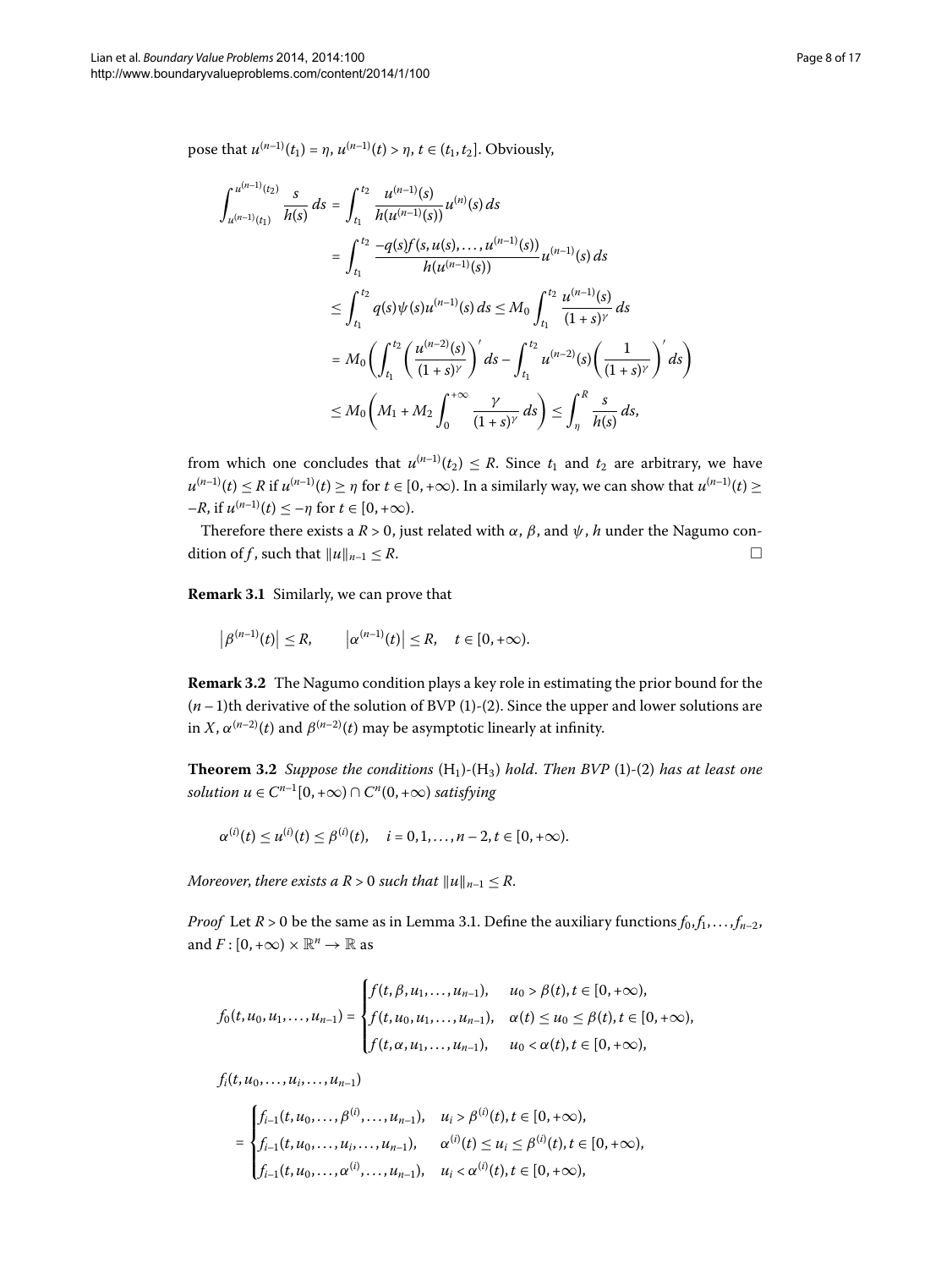pose that $u^{(n-1)}(t_1) = \eta$, $u^{(n-1)}(t) > \eta$, $t \in (t_1, t_2]$. Obviously,

$$
\begin{aligned}
\int_{u^{(n-1)}(t_1)}^{u^{(n-1)}(t_2)} \frac{s}{h(s)}\,ds &= \int_{t_1}^{t_2} \frac{u^{(n-1)}(s)}{h(u^{(n-1)}(s))} u^{(n)}(s)\,ds \\
&= \int_{t_1}^{t_2} \frac{-q(s)f(s,u(s),\ldots,u^{(n-1)}(s))}{h(u^{(n-1)}(s))} u^{(n-1)}(s)\,ds \\
&\le \int_{t_1}^{t_2} q(s)\psi(s)u^{(n-1)}(s)\,ds \le M_0 \int_{t_1}^{t_2} \frac{u^{(n-1)}(s)}{(1+s)^\gamma}\,ds \\
&= M_0 \left( \int_{t_1}^{t_2} \left( \frac{u^{(n-2)}(s)}{(1+s)^\gamma} \right)' ds - \int_{t_1}^{t_2} u^{(n-2)}(s) \left( \frac{1}{(1+s)^\gamma} \right)' ds \right) \\
&\le M_0 \left( M_1 + M_2 \int_0^{+\infty} \frac{\gamma}{(1+s)^\gamma}\,ds \right) \le \int_\eta^R \frac{s}{h(s)}\,ds,
\end{aligned}
$$

from which one concludes that $u^{(n-1)}(t_2) \le R$. Since $t_1$ and $t_2$ are arbitrary, we have $u^{(n-1)}(t) \le R$ if $u^{(n-1)}(t) \ge \eta$ for $t \in [0,+\infty)$. In a similarly way, we can show that $u^{(n-1)}(t) \ge -R$, if $u^{(n-1)}(t) \le -\eta$ for $t \in [0,+\infty)$.

Therefore there exists a $R > 0$, just related with $\alpha$, $\beta$, and $\psi$, $h$ under the Nagumo condition of $f$, such that $\|u\|_{n-1} \le R$. □

**Remark 3.1** Similarly, we can prove that

$$
\left|\beta^{(n-1)}(t)\right| \le R, \qquad \left|\alpha^{(n-1)}(t)\right| \le R, \quad t \in [0,+\infty).
$$

**Remark 3.2** The Nagumo condition plays a key role in estimating the prior bound for the $(n-1)$th derivative of the solution of BVP (1)-(2). Since the upper and lower solutions are in $X$, $\alpha^{(n-2)}(t)$ and $\beta^{(n-2)}(t)$ may be asymptotic linearly at infinity.

**Theorem 3.2** *Suppose the conditions* ($H_1$)-($H_3$) *hold. Then BVP* (1)-(2) *has at least one solution* $u \in C^{n-1}[0,+\infty) \cap C^n(0,+\infty)$ *satisfying*

$$
\alpha^{(i)}(t) \le u^{(i)}(t) \le \beta^{(i)}(t), \quad i = 0,1,\ldots,n-2, t \in [0,+\infty).
$$

*Moreover, there exists a* $R > 0$ *such that* $\|u\|_{n-1} \le R$.

*Proof* Let $R > 0$ be the same as in Lemma 3.1. Define the auxiliary functions $f_0, f_1, \ldots, f_{n-2}$, and $F : [0,+\infty) \times \mathbb{R}^n \to \mathbb{R}$ as

$$
f_0(t,u_0,u_1,\ldots,u_{n-1}) = \begin{cases} f(t,\beta,u_1,\ldots,u_{n-1}), & u_0 > \beta(t), t \in [0,+\infty), \\ f(t,u_0,u_1,\ldots,u_{n-1}), & \alpha(t) \le u_0 \le \beta(t), t \in [0,+\infty), \\ f(t,\alpha,u_1,\ldots,u_{n-1}), & u_0 < \alpha(t), t \in [0,+\infty), \end{cases}
$$

$$
\begin{aligned}
&f_i(t,u_0,\ldots,u_i,\ldots,u_{n-1}) \\
&\quad = \begin{cases} f_{i-1}(t,u_0,\ldots,\beta^{(i)},\ldots,u_{n-1}), & u_i > \beta^{(i)}(t), t \in [0,+\infty), \\ f_{i-1}(t,u_0,\ldots,u_i,\ldots,u_{n-1}), & \alpha^{(i)}(t) \le u_i \le \beta^{(i)}(t), t \in [0,+\infty), \\ f_{i-1}(t,u_0,\ldots,\alpha^{(i)},\ldots,u_{n-1}), & u_i < \alpha^{(i)}(t), t \in [0,+\infty), \end{cases}
\end{aligned}
$$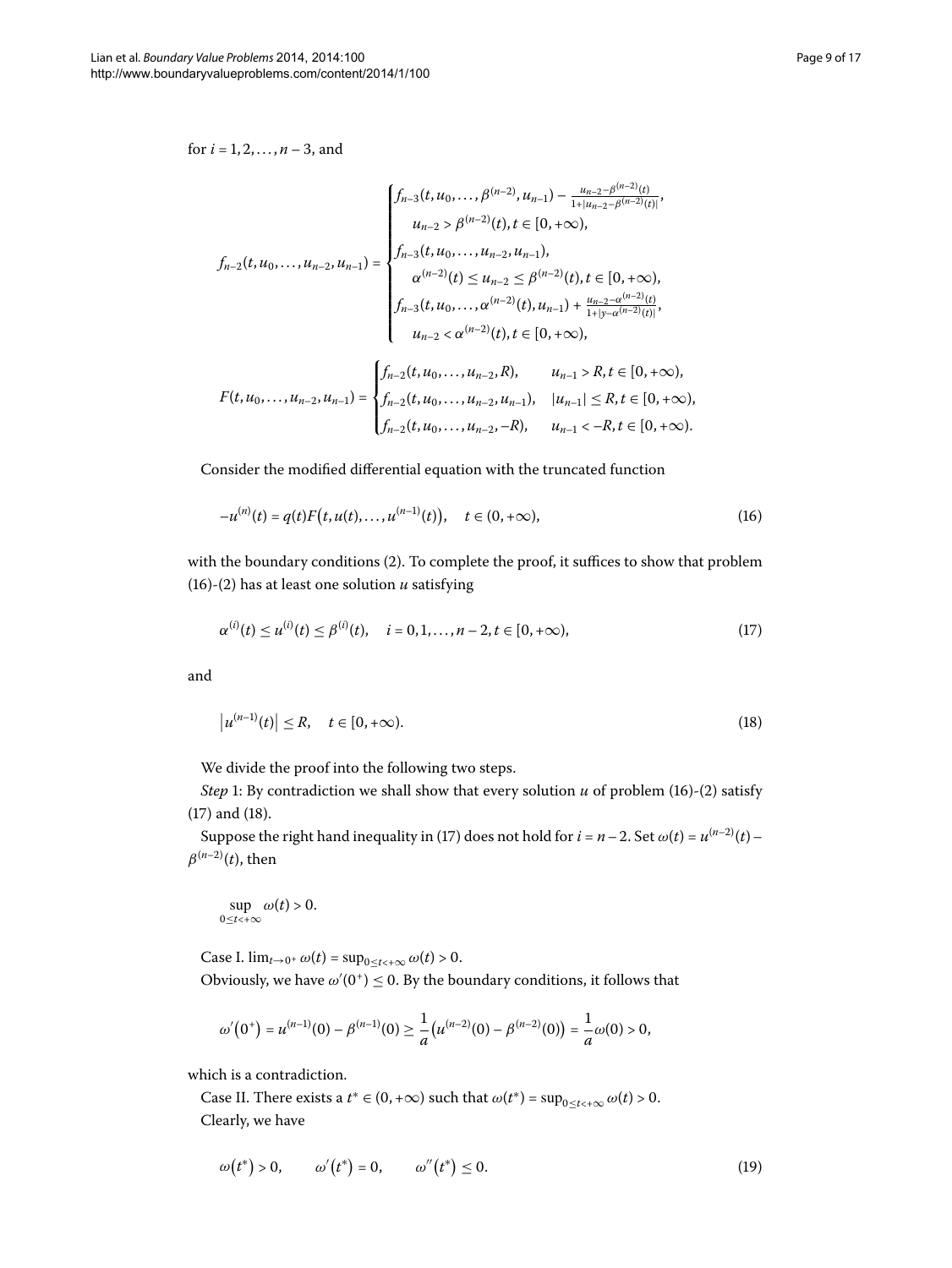for $i = 1, 2, \dots, n-3$, and

$$f_{n-2}(t, u_0, \dots, u_{n-2}, u_{n-1}) = \begin{cases} f_{n-3}(t, u_0, \dots, \beta^{(n-2)}, u_{n-1}) - \frac{u_{n-2} - \beta^{(n-2)}(t)}{1 + |u_{n-2} - \beta^{(n-2)}(t)|}, \\ \quad u_{n-2} > \beta^{(n-2)}(t), t \in [0, +\infty), \\ f_{n-3}(t, u_0, \dots, u_{n-2}, u_{n-1}), \\ \quad \alpha^{(n-2)}(t) \le u_{n-2} \le \beta^{(n-2)}(t), t \in [0, +\infty), \\ f_{n-3}(t, u_0, \dots, \alpha^{(n-2)}(t), u_{n-1}) + \frac{u_{n-2} - \alpha^{(n-2)}(t)}{1 + |y - \alpha^{(n-2)}(t)|}, \\ \quad u_{n-2} < \alpha^{(n-2)}(t), t \in [0, +\infty), \end{cases}$$

$$F(t, u_0, \dots, u_{n-2}, u_{n-1}) = \begin{cases} f_{n-2}(t, u_0, \dots, u_{n-2}, R), & u_{n-1} > R, t \in [0, +\infty), \\ f_{n-2}(t, u_0, \dots, u_{n-2}, u_{n-1}), & |u_{n-1}| \le R, t \in [0, +\infty), \\ f_{n-2}(t, u_0, \dots, u_{n-2}, -R), & u_{n-1} < -R, t \in [0, +\infty). \end{cases}$$

Consider the modified differential equation with the truncated function

$$-u^{(n)}(t) = q(t)F\big(t, u(t), \dots, u^{(n-1)}(t)\big), \quad t \in (0, +\infty), \tag{16}$$

with the boundary conditions (2). To complete the proof, it suffices to show that problem (16)-(2) has at least one solution $u$ satisfying

$$\alpha^{(i)}(t) \le u^{(i)}(t) \le \beta^{(i)}(t), \quad i = 0, 1, \dots, n-2, t \in [0, +\infty), \tag{17}$$

and

$$\left|u^{(n-1)}(t)\right| \le R, \quad t \in [0, +\infty). \tag{18}$$

We divide the proof into the following two steps.

*Step* 1: By contradiction we shall show that every solution $u$ of problem (16)-(2) satisfy (17) and (18).

Suppose the right hand inequality in (17) does not hold for $i = n-2$. Set $\omega(t) = u^{(n-2)}(t) - \beta^{(n-2)}(t)$, then

$$\sup_{0 \le t < +\infty} \omega(t) > 0.$$

Case I. $\lim_{t \to 0^+} \omega(t) = \sup_{0 \le t < +\infty} \omega(t) > 0$.

Obviously, we have $\omega'(0^+) \le 0$. By the boundary conditions, it follows that

$$\omega'\big(0^+\big) = u^{(n-1)}(0) - \beta^{(n-1)}(0) \ge \frac{1}{a}\big(u^{(n-2)}(0) - \beta^{(n-2)}(0)\big) = \frac{1}{a}\omega(0) > 0,$$

which is a contradiction.

Case II. There exists a $t^* \in (0, +\infty)$ such that $\omega(t^*) = \sup_{0 \le t < +\infty} \omega(t) > 0$.

Clearly, we have

$$\omega\big(t^*\big) > 0, \qquad \omega'\big(t^*\big) = 0, \qquad \omega''\big(t^*\big) \le 0. \tag{19}$$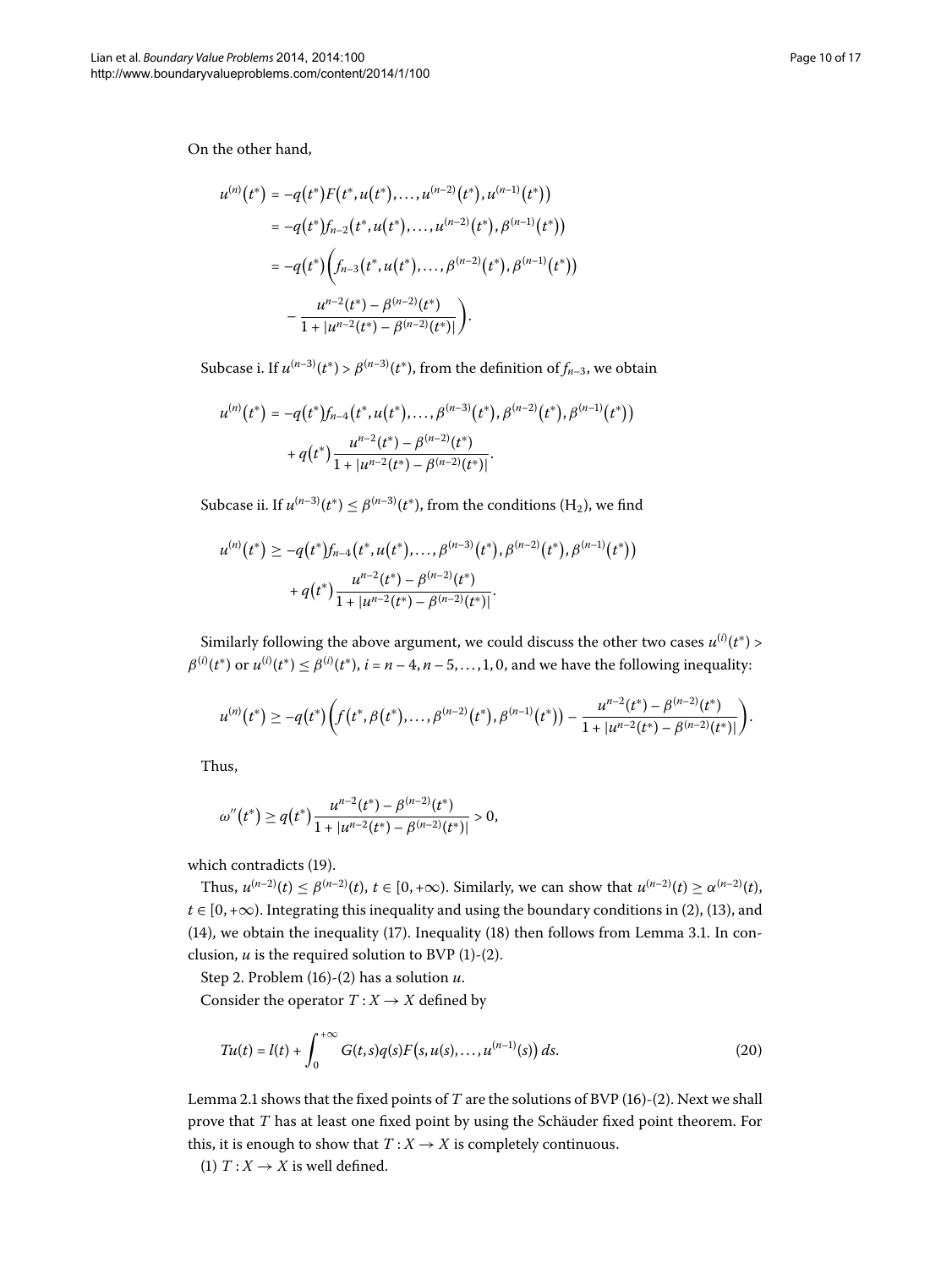On the other hand,

$$
\begin{aligned}
u^{(n)}(t^*) &= -q(t^*)F(t^*, u(t^*), \ldots, u^{(n-2)}(t^*), u^{(n-1)}(t^*)) \\
&= -q(t^*)f_{n-2}(t^*, u(t^*), \ldots, u^{(n-2)}(t^*), \beta^{(n-1)}(t^*)) \\
&= -q(t^*)\bigg(f_{n-3}(t^*, u(t^*), \ldots, \beta^{(n-2)}(t^*), \beta^{(n-1)}(t^*)) \\
&\quad - \frac{u^{n-2}(t^*) - \beta^{(n-2)}(t^*)}{1 + |u^{n-2}(t^*) - \beta^{(n-2)}(t^*)|}\bigg).
\end{aligned}
$$

Subcase i. If $u^{(n-3)}(t^*) > \beta^{(n-3)}(t^*)$, from the definition of $f_{n-3}$, we obtain

$$
\begin{aligned}
u^{(n)}(t^*) &= -q(t^*)f_{n-4}(t^*, u(t^*), \ldots, \beta^{(n-3)}(t^*), \beta^{(n-2)}(t^*), \beta^{(n-1)}(t^*)) \\
&\quad + q(t^*)\frac{u^{n-2}(t^*) - \beta^{(n-2)}(t^*)}{1 + |u^{n-2}(t^*) - \beta^{(n-2)}(t^*)|}.
\end{aligned}
$$

Subcase ii. If $u^{(n-3)}(t^*) \leq \beta^{(n-3)}(t^*)$, from the conditions $(\mathrm{H}_2)$, we find

$$
\begin{aligned}
u^{(n)}(t^*) &\geq -q(t^*)f_{n-4}(t^*, u(t^*), \ldots, \beta^{(n-3)}(t^*), \beta^{(n-2)}(t^*), \beta^{(n-1)}(t^*)) \\
&\quad + q(t^*)\frac{u^{n-2}(t^*) - \beta^{(n-2)}(t^*)}{1 + |u^{n-2}(t^*) - \beta^{(n-2)}(t^*)|}.
\end{aligned}
$$

Similarly following the above argument, we could discuss the other two cases $u^{(i)}(t^*) > \beta^{(i)}(t^*)$ or $u^{(i)}(t^*) \leq \beta^{(i)}(t^*)$, $i = n-4, n-5, \ldots, 1, 0$, and we have the following inequality:

$$
u^{(n)}(t^*) \geq -q(t^*)\bigg(f(t^*, \beta(t^*), \ldots, \beta^{(n-2)}(t^*), \beta^{(n-1)}(t^*)) - \frac{u^{n-2}(t^*) - \beta^{(n-2)}(t^*)}{1 + |u^{n-2}(t^*) - \beta^{(n-2)}(t^*)|}\bigg).
$$

Thus,

$$
\omega''(t^*) \geq q(t^*)\frac{u^{n-2}(t^*) - \beta^{(n-2)}(t^*)}{1 + |u^{n-2}(t^*) - \beta^{(n-2)}(t^*)|} > 0,
$$

which contradicts (19).

Thus, $u^{(n-2)}(t) \leq \beta^{(n-2)}(t)$, $t \in [0, +\infty)$. Similarly, we can show that $u^{(n-2)}(t) \geq \alpha^{(n-2)}(t)$, $t \in [0, +\infty)$. Integrating this inequality and using the boundary conditions in (2), (13), and (14), we obtain the inequality (17). Inequality (18) then follows from Lemma 3.1. In conclusion, $u$ is the required solution to BVP (1)-(2).

Step 2. Problem (16)-(2) has a solution $u$.

Consider the operator $T : X \to X$ defined by

$$
Tu(t) = l(t) + \int_0^{+\infty} G(t,s)q(s)F(s, u(s), \ldots, u^{(n-1)}(s))\,ds. \tag{20}
$$

Lemma 2.1 shows that the fixed points of $T$ are the solutions of BVP (16)-(2). Next we shall prove that $T$ has at least one fixed point by using the Schäuder fixed point theorem. For this, it is enough to show that $T : X \to X$ is completely continuous.

(1) $T : X \to X$ is well defined.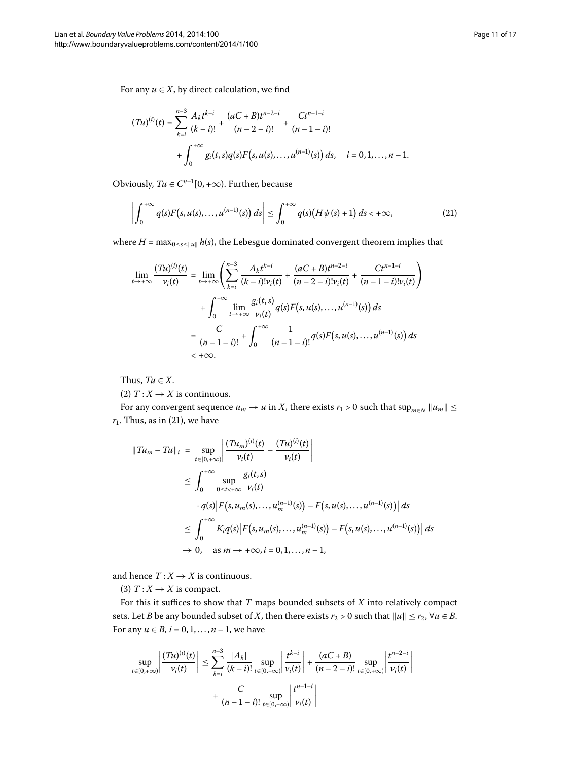For any $u \in X$, by direct calculation, we find

$$(Tu)^{(i)}(t) = \sum_{k=i}^{n-3} \frac{A_k t^{k-i}}{(k-i)!} + \frac{(aC+B)t^{n-2-i}}{(n-2-i)!} + \frac{Ct^{n-1-i}}{(n-1-i)!} + \int_0^{+\infty} g_i(t,s)q(s)F\big(s,u(s),\dots,u^{(n-1)}(s)\big)\,ds, \quad i = 0,1,\dots,n-1.$$

Obviously, $Tu \in C^{n-1}[0,+\infty)$. Further, because

$$\left|\int_0^{+\infty} q(s)F\big(s,u(s),\dots,u^{(n-1)}(s)\big)\,ds\right| \le \int_0^{+\infty} q(s)\big(H\psi(s)+1\big)\,ds < +\infty, \tag{21}$$

where $H = \max_{0\le s\le \|u\|} h(s)$, the Lebesgue dominated convergent theorem implies that

$$\begin{aligned}
\lim_{t\to+\infty} \frac{(Tu)^{(i)}(t)}{v_i(t)} &= \lim_{t\to+\infty}\left(\sum_{k=i}^{n-3} \frac{A_k t^{k-i}}{(k-i)!v_i(t)} + \frac{(aC+B)t^{n-2-i}}{(n-2-i)!v_i(t)} + \frac{Ct^{n-1-i}}{(n-1-i)!v_i(t)}\right) \\
&\quad + \int_0^{+\infty} \lim_{t\to+\infty}\frac{g_i(t,s)}{v_i(t)} q(s)F\big(s,u(s),\dots,u^{(n-1)}(s)\big)\,ds \\
&= \frac{C}{(n-1-i)!} + \int_0^{+\infty} \frac{1}{(n-1-i)!} q(s)F\big(s,u(s),\dots,u^{(n-1)}(s)\big)\,ds \\
&< +\infty.
\end{aligned}$$

Thus, $Tu \in X$.

(2) $T : X \to X$ is continuous.

For any convergent sequence $u_m \to u$ in $X$, there exists $r_1 > 0$ such that $\sup_{m\in N}\|u_m\| \le r_1$. Thus, as in (21), we have

$$\begin{aligned}
\|Tu_m - Tu\|_i &= \sup_{t\in[0,+\infty)}\left|\frac{(Tu_m)^{(i)}(t)}{v_i(t)} - \frac{(Tu)^{(i)}(t)}{v_i(t)}\right| \\
&\le \int_0^{+\infty} \sup_{0\le t<+\infty}\frac{g_i(t,s)}{v_i(t)} \\
&\quad \cdot q(s)\big|F\big(s,u_m(s),\dots,u_m^{(n-1)}(s)\big) - F\big(s,u(s),\dots,u^{(n-1)}(s)\big)\big|\,ds \\
&\le \int_0^{+\infty} K_i q(s)\big|F\big(s,u_m(s),\dots,u_m^{(n-1)}(s)\big) - F\big(s,u(s),\dots,u^{(n-1)}(s)\big)\big|\,ds \\
&\to 0, \quad \text{as } m\to+\infty, i = 0,1,\dots,n-1,
\end{aligned}$$

and hence $T : X \to X$ is continuous.

(3) $T : X \to X$ is compact.

For this it suffices to show that $T$ maps bounded subsets of $X$ into relatively compact sets. Let $B$ be any bounded subset of $X$, then there exists $r_2 > 0$ such that $\|u\| \le r_2$, $\forall u \in B$. For any $u \in B$, $i = 0,1,\dots,n-1$, we have

$$\sup_{t\in[0,+\infty)}\left|\frac{(Tu)^{(i)}(t)}{v_i(t)}\right| \le \sum_{k=i}^{n-3}\frac{|A_k|}{(k-i)!}\sup_{t\in[0,+\infty)}\left|\frac{t^{k-i}}{v_i(t)}\right| + \frac{(aC+B)}{(n-2-i)!}\sup_{t\in[0,+\infty)}\left|\frac{t^{n-2-i}}{v_i(t)}\right| + \frac{C}{(n-1-i)!}\sup_{t\in[0,+\infty)}\left|\frac{t^{n-1-i}}{v_i(t)}\right|$$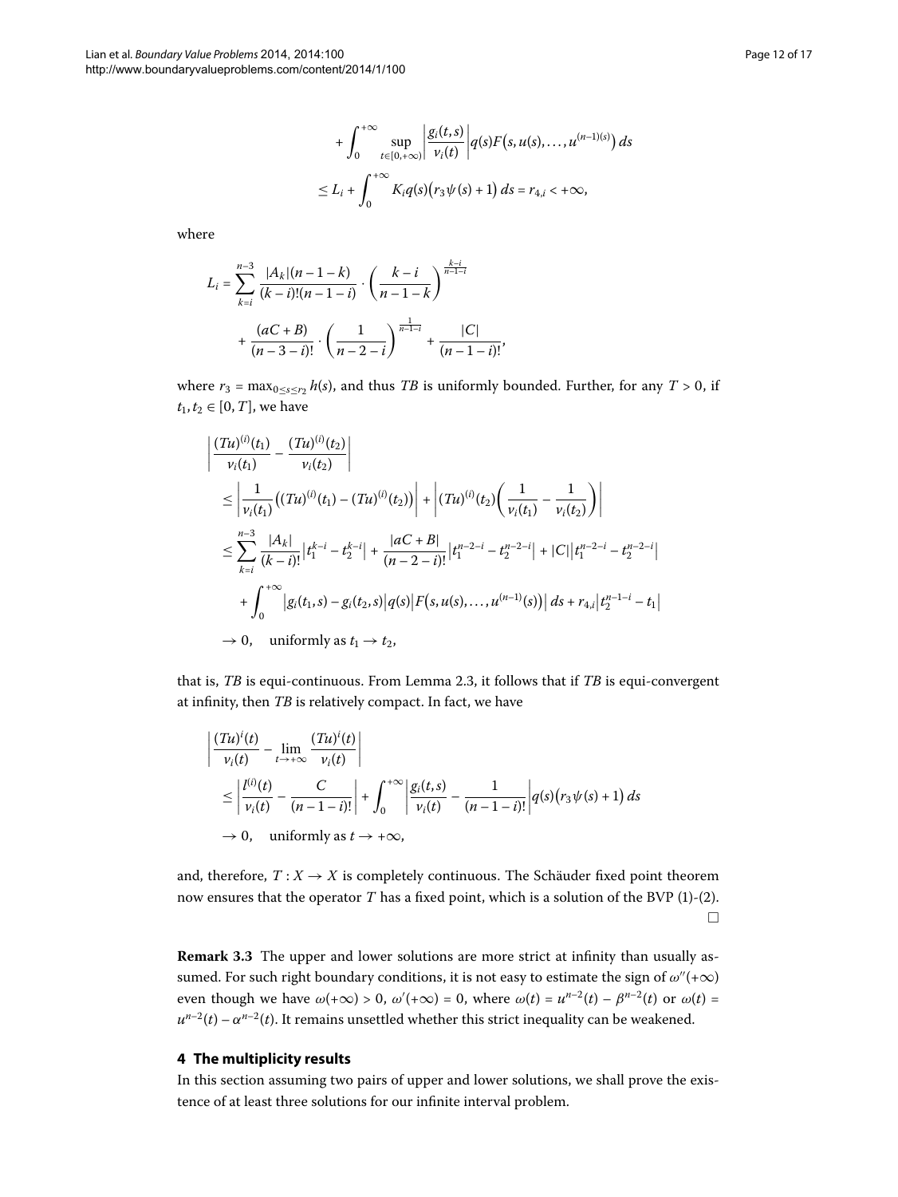$$
\begin{aligned}
&+\int_0^{+\infty} \sup_{t\in[0,+\infty)} \left|\frac{g_i(t,s)}{v_i(t)}\right| q(s)F\bigl(s,u(s),\ldots,u^{(n-1)(s)}\bigr)\,ds \\
&\le L_i + \int_0^{+\infty} K_i q(s)\bigl(r_3\psi(s)+1\bigr)\,ds = r_{4,i} < +\infty,
\end{aligned}
$$

where

$$
\begin{aligned}
L_i = {}& \sum_{k=i}^{n-3} \frac{|A_k|(n-1-k)}{(k-i)!(n-1-i)} \cdot \left(\frac{k-i}{n-1-k}\right)^{\frac{k-i}{n-1-i}} \\
&+ \frac{(aC+B)}{(n-3-i)!} \cdot \left(\frac{1}{n-2-i}\right)^{\frac{1}{n-1-i}} + \frac{|C|}{(n-1-i)!},
\end{aligned}
$$

where $r_3 = \max_{0\le s\le r_2} h(s)$, and thus $TB$ is uniformly bounded. Further, for any $T > 0$, if $t_1, t_2 \in [0, T]$, we have

$$
\begin{aligned}
&\left|\frac{(Tu)^{(i)}(t_1)}{v_i(t_1)} - \frac{(Tu)^{(i)}(t_2)}{v_i(t_2)}\right| \\
&\le \left|\frac{1}{v_i(t_1)}\bigl((Tu)^{(i)}(t_1) - (Tu)^{(i)}(t_2)\bigr)\right| + \left|(Tu)^{(i)}(t_2)\left(\frac{1}{v_i(t_1)} - \frac{1}{v_i(t_2)}\right)\right| \\
&\le \sum_{k=i}^{n-3} \frac{|A_k|}{(k-i)!}\left|t_1^{k-i} - t_2^{k-i}\right| + \frac{|aC+B|}{(n-2-i)!}\left|t_1^{n-2-i} - t_2^{n-2-i}\right| + |C|\left|t_1^{n-2-i} - t_2^{n-2-i}\right| \\
&\quad + \int_0^{+\infty} \bigl|g_i(t_1,s) - g_i(t_2,s)\bigr| q(s)\bigl|F\bigl(s,u(s),\ldots,u^{(n-1)}(s)\bigr)\bigr|\,ds + r_{4,i}\left|t_2^{n-1-i} - t_1\right| \\
&\to 0, \quad \text{uniformly as } t_1 \to t_2,
\end{aligned}
$$

that is, $TB$ is equi-continuous. From Lemma 2.3, it follows that if $TB$ is equi-convergent at infinity, then $TB$ is relatively compact. In fact, we have

$$
\begin{aligned}
&\left|\frac{(Tu)^i(t)}{v_i(t)} - \lim_{t\to+\infty}\frac{(Tu)^i(t)}{v_i(t)}\right| \\
&\le \left|\frac{l^{(i)}(t)}{v_i(t)} - \frac{C}{(n-1-i)!}\right| + \int_0^{+\infty}\left|\frac{g_i(t,s)}{v_i(t)} - \frac{1}{(n-1-i)!}\right| q(s)\bigl(r_3\psi(s)+1\bigr)\,ds \\
&\to 0, \quad \text{uniformly as } t \to +\infty,
\end{aligned}
$$

and, therefore, $T : X \to X$ is completely continuous. The Schäuder fixed point theorem now ensures that the operator $T$ has a fixed point, which is a solution of the BVP (1)-(2). □

**Remark 3.3** The upper and lower solutions are more strict at infinity than usually assumed. For such right boundary conditions, it is not easy to estimate the sign of $\omega''(+\infty)$ even though we have $\omega(+\infty) > 0$, $\omega'(+\infty) = 0$, where $\omega(t) = u^{n-2}(t) - \beta^{n-2}(t)$ or $\omega(t) = u^{n-2}(t) - \alpha^{n-2}(t)$. It remains unsettled whether this strict inequality can be weakened.

## 4 The multiplicity results

In this section assuming two pairs of upper and lower solutions, we shall prove the existence of at least three solutions for our infinite interval problem.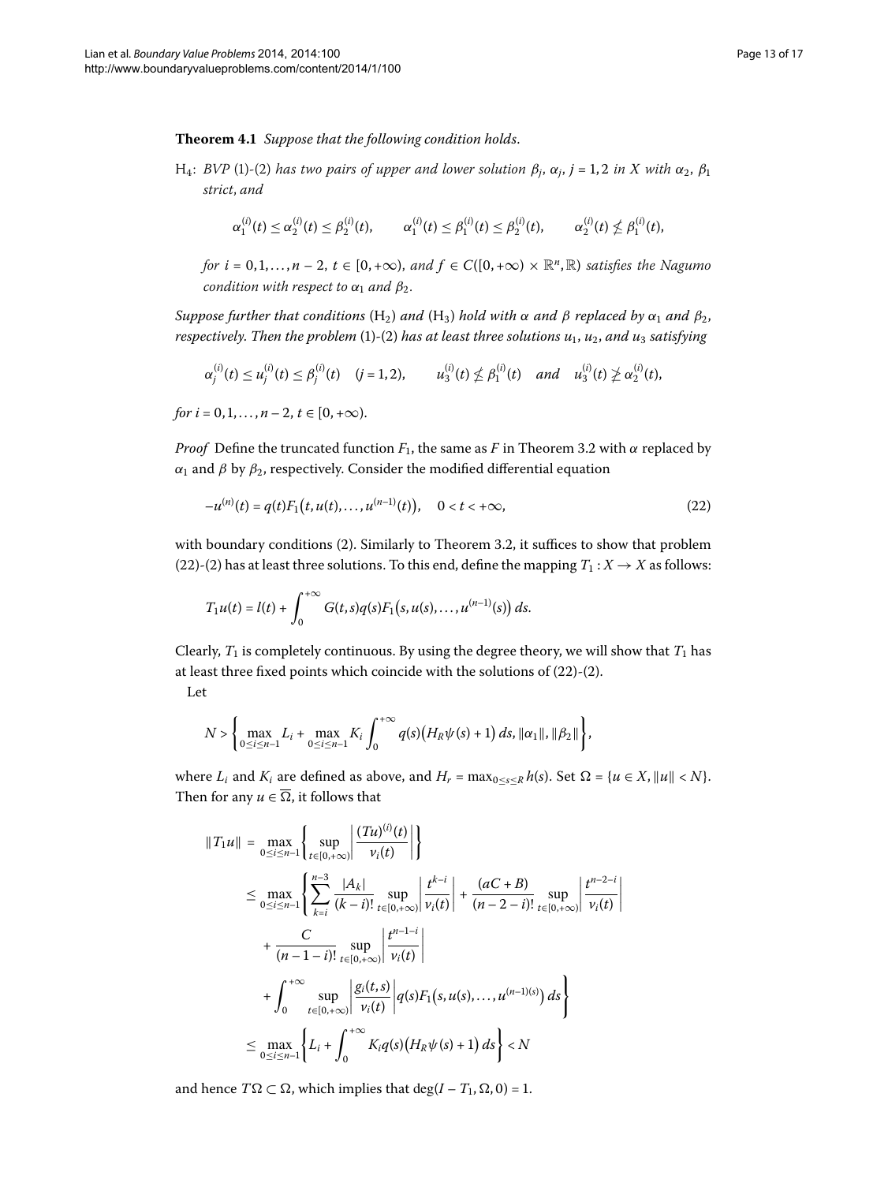**Theorem 4.1** *Suppose that the following condition holds.*

$\mathrm{H}_4$: *BVP* (1)-(2) *has two pairs of upper and lower solution $\beta_j$, $\alpha_j$, $j = 1, 2$ in $X$ with $\alpha_2$, $\beta_1$ strict, and*

$$\alpha_1^{(i)}(t) \le \alpha_2^{(i)}(t) \le \beta_2^{(i)}(t), \qquad \alpha_1^{(i)}(t) \le \beta_1^{(i)}(t) \le \beta_2^{(i)}(t), \qquad \alpha_2^{(i)}(t) \nleq \beta_1^{(i)}(t),$$

*for $i = 0, 1, \ldots, n-2$, $t \in [0, +\infty)$, and $f \in C([0, +\infty) \times \mathbb{R}^n, \mathbb{R})$ satisfies the Nagumo condition with respect to $\alpha_1$ and $\beta_2$.*

*Suppose further that conditions* $(\mathrm{H}_2)$ *and* $(\mathrm{H}_3)$ *hold with $\alpha$ and $\beta$ replaced by $\alpha_1$ and $\beta_2$, respectively. Then the problem* (1)-(2) *has at least three solutions $u_1$, $u_2$, and $u_3$ satisfying*

$$\alpha_j^{(i)}(t) \le u_j^{(i)}(t) \le \beta_j^{(i)}(t) \quad (j = 1, 2), \qquad u_3^{(i)}(t) \nleq \beta_1^{(i)}(t) \quad \text{and} \quad u_3^{(i)}(t) \ngeq \alpha_2^{(i)}(t),$$

*for $i = 0, 1, \ldots, n-2$, $t \in [0, +\infty)$.*

*Proof* Define the truncated function $F_1$, the same as $F$ in Theorem 3.2 with $\alpha$ replaced by $\alpha_1$ and $\beta$ by $\beta_2$, respectively. Consider the modified differential equation

$$-u^{(n)}(t) = q(t) F_1\big(t, u(t), \ldots, u^{(n-1)}(t)\big), \quad 0 < t < +\infty, \tag{22}$$

with boundary conditions (2). Similarly to Theorem 3.2, it suffices to show that problem (22)-(2) has at least three solutions. To this end, define the mapping $T_1 : X \to X$ as follows:

$$T_1 u(t) = l(t) + \int_0^{+\infty} G(t,s) q(s) F_1\big(s, u(s), \ldots, u^{(n-1)}(s)\big)\, ds.$$

Clearly, $T_1$ is completely continuous. By using the degree theory, we will show that $T_1$ has at least three fixed points which coincide with the solutions of (22)-(2).

Let

$$N > \left\{ \max_{0 \le i \le n-1} L_i + \max_{0 \le i \le n-1} K_i \int_0^{+\infty} q(s)\big(H_R \psi(s) + 1\big)\, ds, \|\alpha_1\|, \|\beta_2\| \right\},$$

where $L_i$ and $K_i$ are defined as above, and $H_r = \max_{0 \le s \le R} h(s)$. Set $\Omega = \{u \in X, \|u\| < N\}$. Then for any $u \in \overline{\Omega}$, it follows that

$$\begin{aligned}
\|T_1 u\| &= \max_{0 \le i \le n-1} \left\{ \sup_{t \in [0,+\infty)} \left| \frac{(Tu)^{(i)}(t)}{v_i(t)} \right| \right\} \\
&\le \max_{0 \le i \le n-1} \left\{ \sum_{k=i}^{n-3} \frac{|A_k|}{(k-i)!} \sup_{t \in [0,+\infty)} \left| \frac{t^{k-i}}{v_i(t)} \right| + \frac{(aC+B)}{(n-2-i)!} \sup_{t \in [0,+\infty)} \left| \frac{t^{n-2-i}}{v_i(t)} \right| \right. \\
&\quad + \frac{C}{(n-1-i)!} \sup_{t \in [0,+\infty)} \left| \frac{t^{n-1-i}}{v_i(t)} \right| \\
&\quad \left. + \int_0^{+\infty} \sup_{t \in [0,+\infty)} \left| \frac{g_i(t,s)}{v_i(t)} \right| q(s) F_1\big(s, u(s), \ldots, u^{(n-1)(s)}\big)\, ds \right\} \\
&\le \max_{0 \le i \le n-1} \left\{ L_i + \int_0^{+\infty} K_i q(s) \big(H_R \psi(s) + 1\big)\, ds \right\} < N
\end{aligned}$$

and hence $T\Omega \subset \Omega$, which implies that $\deg(I - T_1, \Omega, 0) = 1$.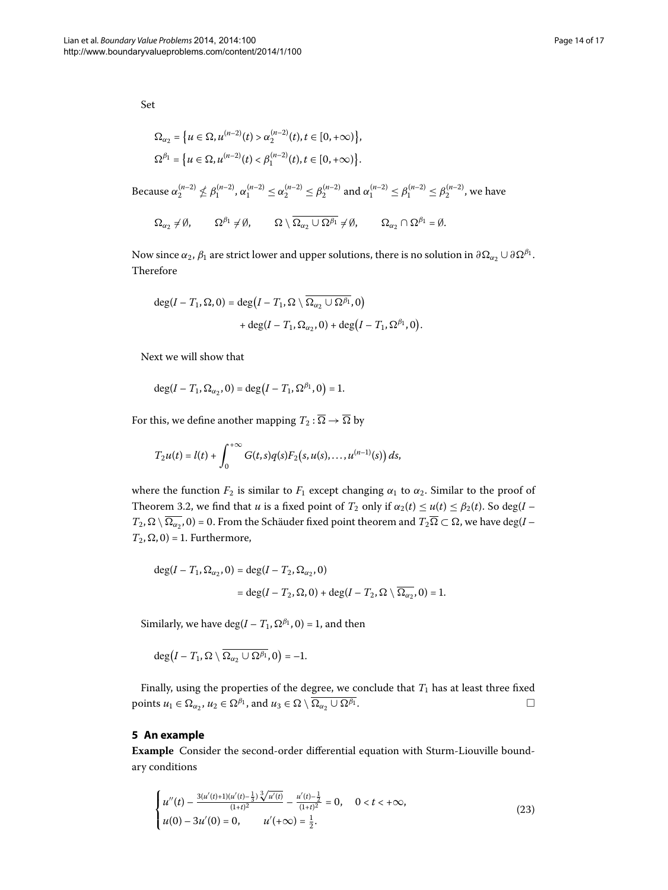Set

$$\Omega_{\alpha_2} = \{u \in \Omega, u^{(n-2)}(t) > \alpha_2^{(n-2)}(t), t \in [0,+\infty)\},$$
$$\Omega^{\beta_1} = \{u \in \Omega, u^{(n-2)}(t) < \beta_1^{(n-2)}(t), t \in [0,+\infty)\}.$$

Because $\alpha_2^{(n-2)} \not\leq \beta_1^{(n-2)}$, $\alpha_1^{(n-2)} \leq \alpha_2^{(n-2)} \leq \beta_2^{(n-2)}$ and $\alpha_1^{(n-2)} \leq \beta_1^{(n-2)} \leq \beta_2^{(n-2)}$, we have

$$\Omega_{\alpha_2} \neq \emptyset, \qquad \Omega^{\beta_1} \neq \emptyset, \qquad \Omega \setminus \overline{\Omega_{\alpha_2} \cup \Omega^{\beta_1}} \neq \emptyset, \qquad \Omega_{\alpha_2} \cap \Omega^{\beta_1} = \emptyset.$$

Now since $\alpha_2$, $\beta_1$ are strict lower and upper solutions, there is no solution in $\partial\Omega_{\alpha_2} \cup \partial\Omega^{\beta_1}$. Therefore

$$\begin{aligned}\deg(I - T_1, \Omega, 0) &= \deg\big(I - T_1, \Omega \setminus \overline{\Omega_{\alpha_2} \cup \Omega^{\beta_1}}, 0\big)\\ &\quad + \deg(I - T_1, \Omega_{\alpha_2}, 0) + \deg\big(I - T_1, \Omega^{\beta_1}, 0\big).\end{aligned}$$

Next we will show that

$$\deg(I - T_1, \Omega_{\alpha_2}, 0) = \deg\big(I - T_1, \Omega^{\beta_1}, 0\big) = 1.$$

For this, we define another mapping $T_2 : \overline{\Omega} \to \overline{\Omega}$ by

$$T_2 u(t) = l(t) + \int_0^{+\infty} G(t,s) q(s) F_2\big(s, u(s), \ldots, u^{(n-1)}(s)\big)\, ds,$$

where the function $F_2$ is similar to $F_1$ except changing $\alpha_1$ to $\alpha_2$. Similar to the proof of Theorem 3.2, we find that $u$ is a fixed point of $T_2$ only if $\alpha_2(t) \leq u(t) \leq \beta_2(t)$. So $\deg(I - T_2, \Omega \setminus \overline{\Omega_{\alpha_2}}, 0) = 0$. From the Schäuder fixed point theorem and $T_2\overline{\Omega} \subset \Omega$, we have $\deg(I - T_2, \Omega, 0) = 1$. Furthermore,

$$\begin{aligned}\deg(I - T_1, \Omega_{\alpha_2}, 0) &= \deg(I - T_2, \Omega_{\alpha_2}, 0)\\ &= \deg(I - T_2, \Omega, 0) + \deg(I - T_2, \Omega \setminus \overline{\Omega_{\alpha_2}}, 0) = 1.\end{aligned}$$

Similarly, we have $\deg(I - T_1, \Omega^{\beta_1}, 0) = 1$, and then

$$\deg\big(I - T_1, \Omega \setminus \overline{\Omega_{\alpha_2} \cup \Omega^{\beta_1}}, 0\big) = -1.$$

Finally, using the properties of the degree, we conclude that $T_1$ has at least three fixed points $u_1 \in \Omega_{\alpha_2}$, $u_2 \in \Omega^{\beta_1}$, and $u_3 \in \Omega \setminus \overline{\Omega_{\alpha_2} \cup \Omega^{\beta_1}}$. □

## 5 An example

**Example** Consider the second-order differential equation with Sturm-Liouville boundary conditions

$$\begin{cases} u''(t) - \frac{3(u'(t)+1)(u'(t)-\frac{1}{3})\sqrt[3]{u'(t)}}{(1+t)^2} - \frac{u'(t)-\frac{1}{2}}{(1+t)^2} = 0, & 0 < t < +\infty, \\ u(0) - 3u'(0) = 0, \qquad u'(+\infty) = \frac{1}{2}. \end{cases} \tag{23}$$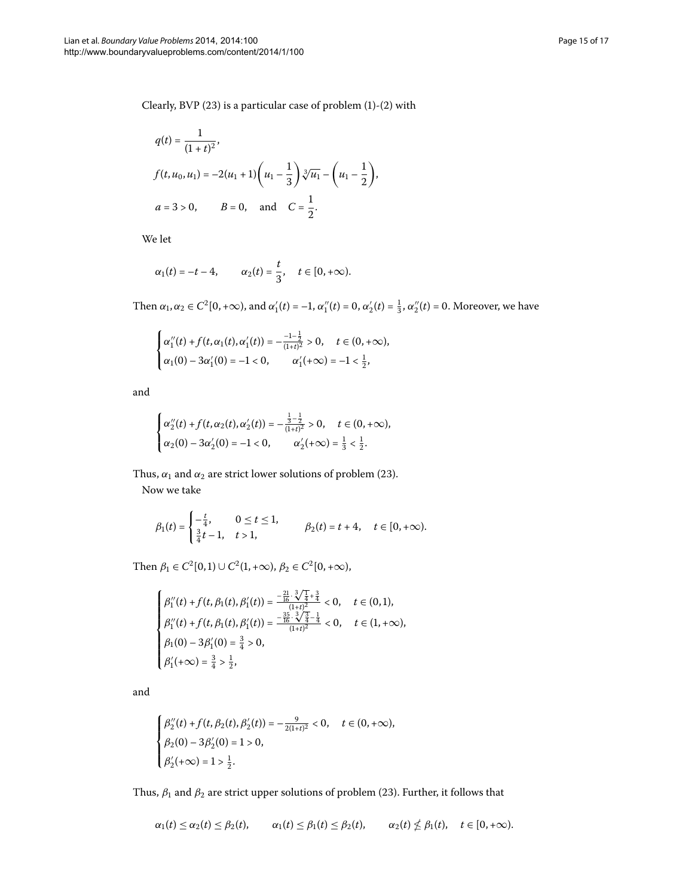Clearly, BVP (23) is a particular case of problem (1)-(2) with

$$q(t) = \frac{1}{(1+t)^2},$$

$$f(t, u_0, u_1) = -2(u_1 + 1)\left(u_1 - \frac{1}{3}\right)\sqrt[3]{u_1} - \left(u_1 - \frac{1}{2}\right),$$

$$a = 3 > 0, \qquad B = 0, \quad \text{and} \quad C = \frac{1}{2}.$$

We let

$$\alpha_1(t) = -t - 4, \qquad \alpha_2(t) = \frac{t}{3}, \quad t \in [0, +\infty).$$

Then $\alpha_1, \alpha_2 \in C^2[0, +\infty)$, and $\alpha_1'(t) = -1$, $\alpha_1''(t) = 0$, $\alpha_2'(t) = \frac{1}{3}$, $\alpha_2''(t) = 0$. Moreover, we have

$$\begin{cases} \alpha_1''(t) + f(t, \alpha_1(t), \alpha_1'(t)) = -\frac{-1-\frac{1}{2}}{(1+t)^2} > 0, & t \in (0, +\infty), \\ \alpha_1(0) - 3\alpha_1'(0) = -1 < 0, & \alpha_1'(+\infty) = -1 < \frac{1}{2}, \end{cases}$$

and

$$\begin{cases} \alpha_2''(t) + f(t, \alpha_2(t), \alpha_2'(t)) = -\frac{\frac{1}{3}-\frac{1}{2}}{(1+t)^2} > 0, & t \in (0, +\infty), \\ \alpha_2(0) - 3\alpha_2'(0) = -1 < 0, & \alpha_2'(+\infty) = \frac{1}{3} < \frac{1}{2}. \end{cases}$$

Thus, $\alpha_1$ and $\alpha_2$ are strict lower solutions of problem (23).

Now we take

$$\beta_1(t) = \begin{cases} -\frac{t}{4}, & 0 \le t \le 1, \\ \frac{3}{4}t - 1, & t > 1, \end{cases} \qquad \beta_2(t) = t + 4, \quad t \in [0, +\infty).$$

Then $\beta_1 \in C^2[0, 1) \cup C^2(1, +\infty)$, $\beta_2 \in C^2[0, +\infty)$,

$$\begin{cases} \beta_1''(t) + f(t, \beta_1(t), \beta_1'(t)) = \frac{-\frac{21}{16}\cdot\sqrt[3]{\frac{1}{4}} + \frac{3}{4}}{(1+t)^2} < 0, & t \in (0, 1), \\ \beta_1''(t) + f(t, \beta_1(t), \beta_1'(t)) = \frac{-\frac{35}{16}\cdot\sqrt[3]{\frac{3}{4}} - \frac{1}{4}}{(1+t)^2} < 0, & t \in (1, +\infty), \\ \beta_1(0) - 3\beta_1'(0) = \frac{3}{4} > 0, \\ \beta_1'(+\infty) = \frac{3}{4} > \frac{1}{2}, \end{cases}$$

and

$$\begin{cases} \beta_2''(t) + f(t, \beta_2(t), \beta_2'(t)) = -\frac{9}{2(1+t)^2} < 0, & t \in (0, +\infty), \\ \beta_2(0) - 3\beta_2'(0) = 1 > 0, \\ \beta_2'(+\infty) = 1 > \frac{1}{2}. \end{cases}$$

Thus, $\beta_1$ and $\beta_2$ are strict upper solutions of problem (23). Further, it follows that

$$\alpha_1(t) \le \alpha_2(t) \le \beta_2(t), \qquad \alpha_1(t) \le \beta_1(t) \le \beta_2(t), \qquad \alpha_2(t) \nleq \beta_1(t), \quad t \in [0, +\infty).$$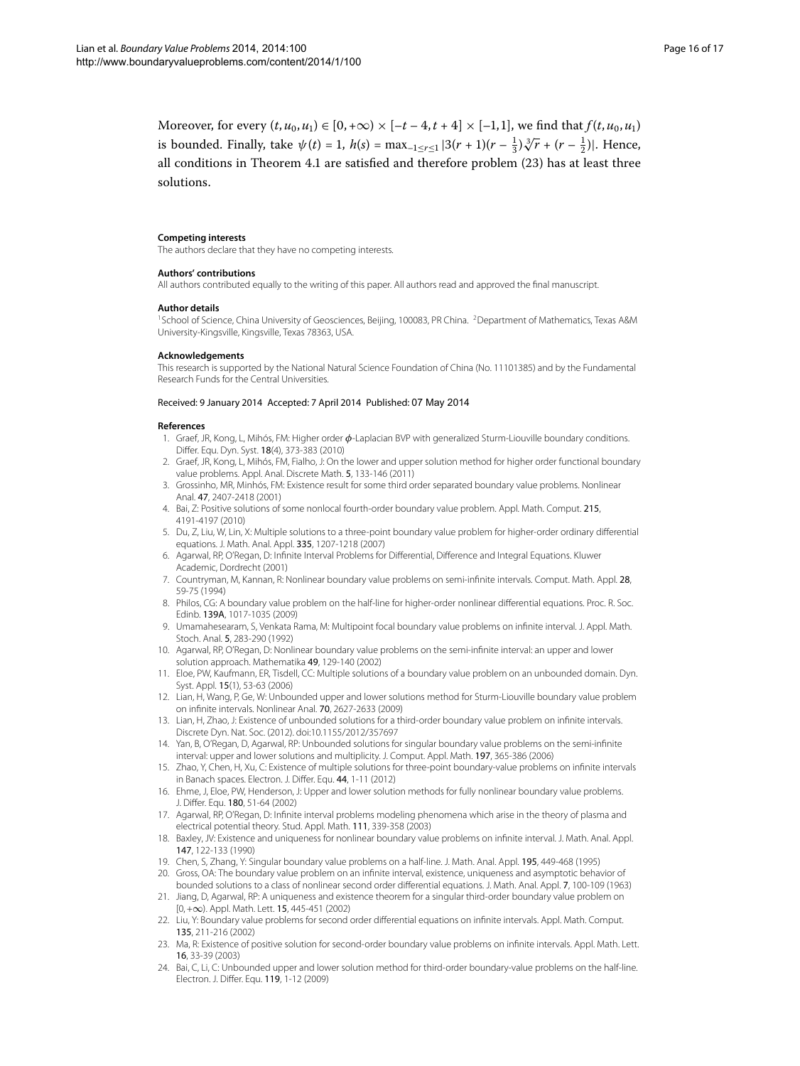Moreover, for every $(t, u_0, u_1) \in [0, +\infty) \times [-t - 4, t + 4] \times [-1, 1]$, we find that $f(t, u_0, u_1)$ is bounded. Finally, take $\psi(t) = 1$, $h(s) = \max_{-1 \le r \le 1} |3(r + 1)(r - \frac{1}{3})\sqrt[3]{r} + (r - \frac{1}{2})|$. Hence, all conditions in Theorem 4.1 are satisfied and therefore problem (23) has at least three solutions.

#### Competing interests

The authors declare that they have no competing interests.

#### Authors' contributions

All authors contributed equally to the writing of this paper. All authors read and approved the final manuscript.

#### Author details

[1]School of Science, China University of Geosciences, Beijing, 100083, PR China. [2]Department of Mathematics, Texas A&M University-Kingsville, Kingsville, Texas 78363, USA.

#### Acknowledgements

This research is supported by the National Natural Science Foundation of China (No. 11101385) and by the Fundamental Research Funds for the Central Universities.

Received: 9 January 2014 Accepted: 7 April 2014 Published: 07 May 2014

#### References

1. Graef, JR, Kong, L, Mihós, FM: Higher order $\phi$-Laplacian BVP with generalized Sturm-Liouville boundary conditions. Differ. Equ. Dyn. Syst. **18**(4), 373-383 (2010)
2. Graef, JR, Kong, L, Mihós, FM, Fialho, J: On the lower and upper solution method for higher order functional boundary value problems. Appl. Anal. Discrete Math. **5**, 133-146 (2011)
3. Grossinho, MR, Minhós, FM: Existence result for some third order separated boundary value problems. Nonlinear Anal. **47**, 2407-2418 (2001)
4. Bai, Z: Positive solutions of some nonlocal fourth-order boundary value problem. Appl. Math. Comput. **215**, 4191-4197 (2010)
5. Du, Z, Liu, W, Lin, X: Multiple solutions to a three-point boundary value problem for higher-order ordinary differential equations. J. Math. Anal. Appl. **335**, 1207-1218 (2007)
6. Agarwal, RP, O'Regan, D: Infinite Interval Problems for Differential, Difference and Integral Equations. Kluwer Academic, Dordrecht (2001)
7. Countryman, M, Kannan, R: Nonlinear boundary value problems on semi-infinite intervals. Comput. Math. Appl. **28**, 59-75 (1994)
8. Philos, CG: A boundary value problem on the half-line for higher-order nonlinear differential equations. Proc. R. Soc. Edinb. **139A**, 1017-1035 (2009)
9. Umamahesearam, S, Venkata Rama, M: Multipoint focal boundary value problems on infinite interval. J. Appl. Math. Stoch. Anal. **5**, 283-290 (1992)
10. Agarwal, RP, O'Regan, D: Nonlinear boundary value problems on the semi-infinite interval: an upper and lower solution approach. Mathematika **49**, 129-140 (2002)
11. Eloe, PW, Kaufmann, ER, Tisdell, CC: Multiple solutions of a boundary value problem on an unbounded domain. Dyn. Syst. Appl. **15**(1), 53-63 (2006)
12. Lian, H, Wang, P, Ge, W: Unbounded upper and lower solutions method for Sturm-Liouville boundary value problem on infinite intervals. Nonlinear Anal. **70**, 2627-2633 (2009)
13. Lian, H, Zhao, J: Existence of unbounded solutions for a third-order boundary value problem on infinite intervals. Discrete Dyn. Nat. Soc. (2012). doi:10.1155/2012/357697
14. Yan, B, O'Regan, D, Agarwal, RP: Unbounded solutions for singular boundary value problems on the semi-infinite interval: upper and lower solutions and multiplicity. J. Comput. Appl. Math. **197**, 365-386 (2006)
15. Zhao, Y, Chen, H, Xu, C: Existence of multiple solutions for three-point boundary-value problems on infinite intervals in Banach spaces. Electron. J. Differ. Equ. **44**, 1-11 (2012)
16. Ehme, J, Eloe, PW, Henderson, J: Upper and lower solution methods for fully nonlinear boundary value problems. J. Differ. Equ. **180**, 51-64 (2002)
17. Agarwal, RP, O'Regan, D: Infinite interval problems modeling phenomena which arise in the theory of plasma and electrical potential theory. Stud. Appl. Math. **111**, 339-358 (2003)
18. Baxley, JV: Existence and uniqueness for nonlinear boundary value problems on infinite interval. J. Math. Anal. Appl. **147**, 122-133 (1990)
19. Chen, S, Zhang, Y: Singular boundary value problems on a half-line. J. Math. Anal. Appl. **195**, 449-468 (1995)
20. Gross, OA: The boundary value problem on an infinite interval, existence, uniqueness and asymptotic behavior of bounded solutions to a class of nonlinear second order differential equations. J. Math. Anal. Appl. **7**, 100-109 (1963)
21. Jiang, D, Agarwal, RP: A uniqueness and existence theorem for a singular third-order boundary value problem on $[0, +\infty)$. Appl. Math. Lett. **15**, 445-451 (2002)
22. Liu, Y: Boundary value problems for second order differential equations on infinite intervals. Appl. Math. Comput. **135**, 211-216 (2002)
23. Ma, R: Existence of positive solution for second-order boundary value problems on infinite intervals. Appl. Math. Lett. **16**, 33-39 (2003)
24. Bai, C, Li, C: Unbounded upper and lower solution method for third-order boundary-value problems on the half-line. Electron. J. Differ. Equ. **119**, 1-12 (2009)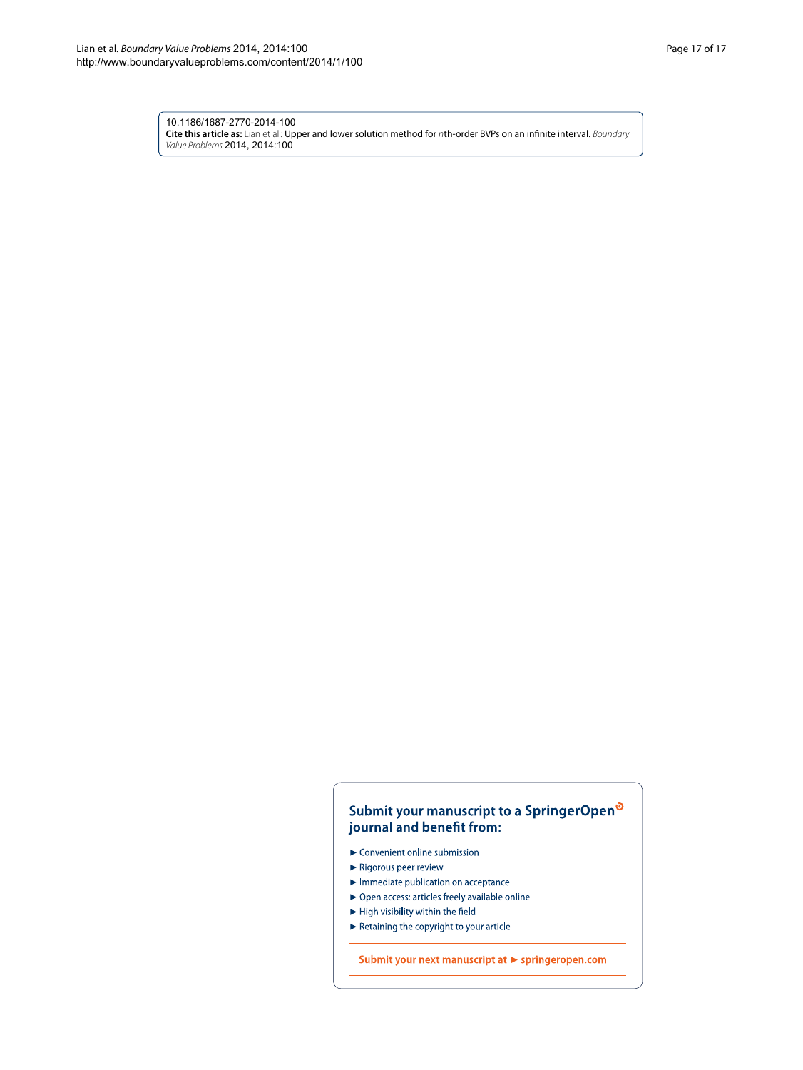10.1186/1687-2770-2014-100

**Cite this article as:** Lian et al.: Upper and lower solution method for *n*th-order BVPs on an infinite interval. *Boundary Value Problems* 2014, 2014:100

**Submit your manuscript to a SpringerOpen journal and benefit from:**

- ► Convenient online submission
- ► Rigorous peer review
- ► Immediate publication on acceptance
- ► Open access: articles freely available online
- ► High visibility within the field
- ► Retaining the copyright to your article

**Submit your next manuscript at ► springeropen.com**